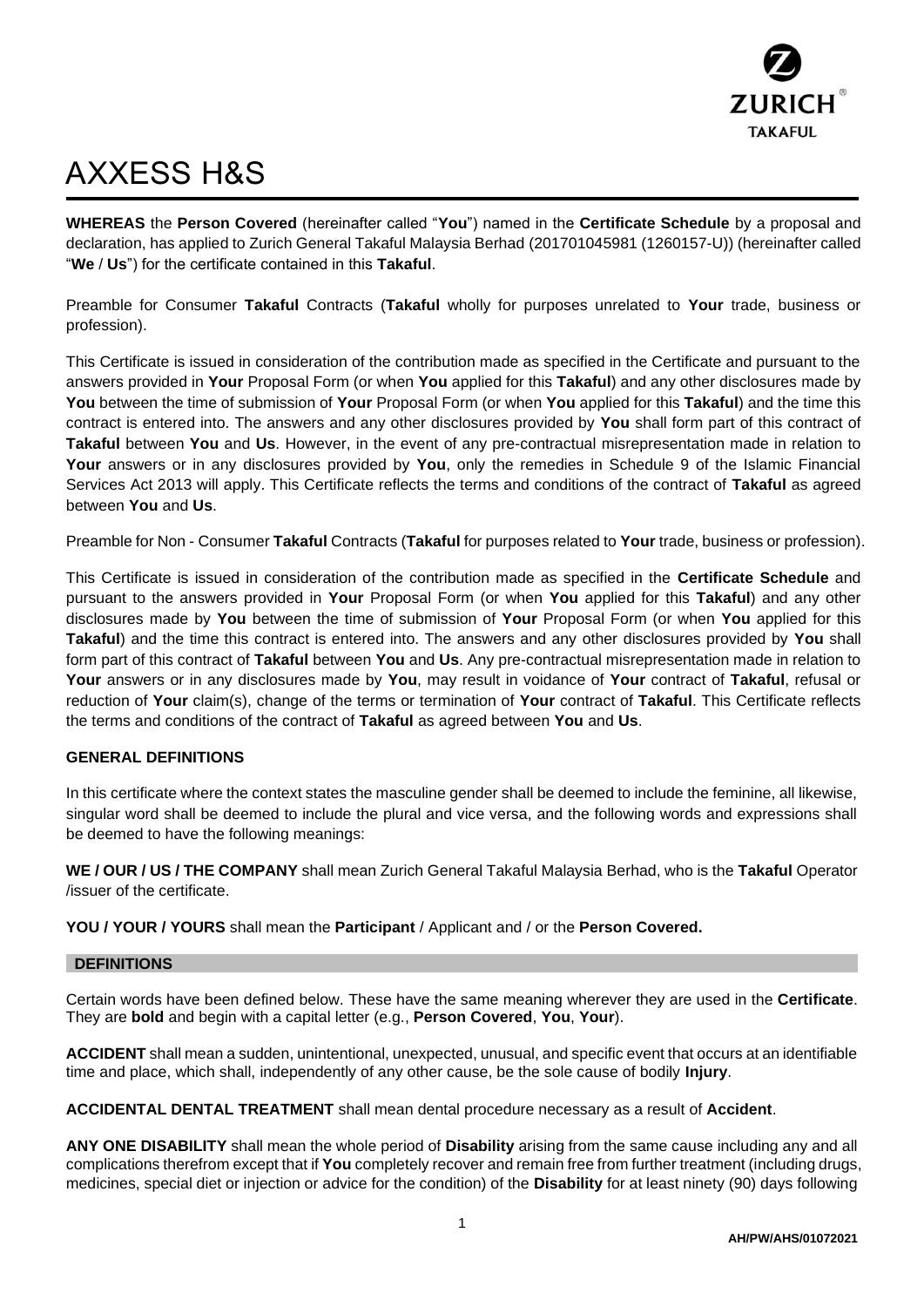# AXXESS H&S

**WHEREAS** the **Person Covered** (hereinafter called "**You**") named in the **Certificate Schedule** by a proposal and declaration, has applied to Zurich General Takaful Malaysia Berhad (201701045981 (1260157-U)) (hereinafter called "**We** / **Us**") for the certificate contained in this **Takaful**.

Preamble for Consumer **Takaful** Contracts (**Takaful** wholly for purposes unrelated to **Your** trade, business or profession).

This Certificate is issued in consideration of the contribution made as specified in the Certificate and pursuant to the answers provided in **Your** Proposal Form (or when **You** applied for this **Takaful**) and any other disclosures made by **You** between the time of submission of **Your** Proposal Form (or when **You** applied for this **Takaful**) and the time this contract is entered into. The answers and any other disclosures provided by **You** shall form part of this contract of **Takaful** between **You** and **Us**. However, in the event of any pre-contractual misrepresentation made in relation to **Your** answers or in any disclosures provided by **You**, only the remedies in Schedule 9 of the Islamic Financial Services Act 2013 will apply. This Certificate reflects the terms and conditions of the contract of **Takaful** as agreed between **You** and **Us**.

Preamble for Non - Consumer **Takaful** Contracts (**Takaful** for purposes related to **Your** trade, business or profession).

This Certificate is issued in consideration of the contribution made as specified in the **Certificate Schedule** and pursuant to the answers provided in **Your** Proposal Form (or when **You** applied for this **Takaful**) and any other disclosures made by **You** between the time of submission of **Your** Proposal Form (or when **You** applied for this **Takaful**) and the time this contract is entered into. The answers and any other disclosures provided by **You** shall form part of this contract of **Takaful** between **You** and **Us**. Any pre-contractual misrepresentation made in relation to **Your** answers or in any disclosures made by **You**, may result in voidance of **Your** contract of **Takaful**, refusal or reduction of **Your** claim(s), change of the terms or termination of **Your** contract of **Takaful**. This Certificate reflects the terms and conditions of the contract of **Takaful** as agreed between **You** and **Us**.

## GENERAL DEFINITIONS

In this certificate where the context states the masculine gender shall be deemed to include the feminine, all likewise, singular word shall be deemed to include the plural and vice versa, and the following words and expressions shall be deemed to have the following meanings:

**WE / OUR / US / THE COMPANY** shall mean Zurich General Takaful Malaysia Berhad, who is the **Takaful** Operator /issuer of the certificate.

**YOU / YOUR / YOURS** shall mean the **Participant** / Applicant and / or the **Person Covered.**

## DEFINITIONS

Certain words have been defined below. These have the same meaning wherever they are used in the **Certificate**. They are **bold** and begin with a capital letter (e.g., **Person Covered**, **You**, **Your**).

**ACCIDENT** shall mean a sudden, unintentional, unexpected, unusual, and specific event that occurs at an identifiable time and place, which shall, independently of any other cause, be the sole cause of bodily **Injury**.

**ACCIDENTAL DENTAL TREATMENT** shall mean dental procedure necessary as a result of **Accident**.

**ANY ONE DISABILITY** shall mean the whole period of **Disability** arising from the same cause including any and all complications therefrom except that if **You** completely recover and remain free from further treatment (including drugs, medicines, special diet or injection or advice for the condition) of the **Disability** for at least ninety (90) days following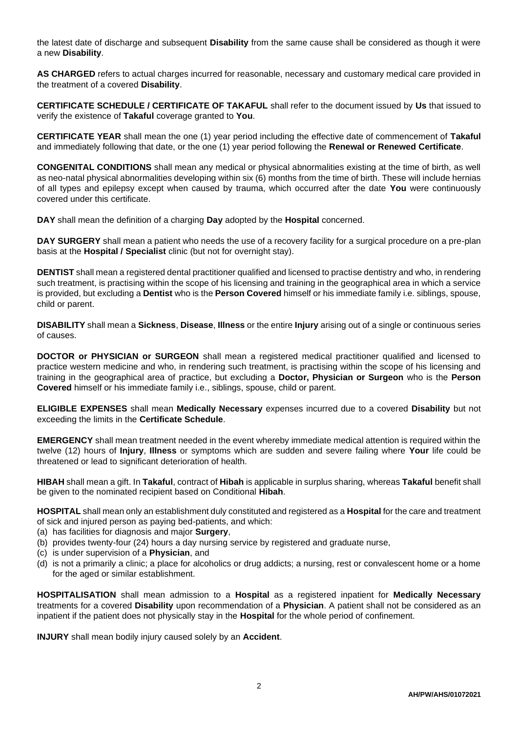the latest date of discharge and subsequent **Disability** from the same cause shall be considered as though it were a new **Disability**.

**AS CHARGED** refers to actual charges incurred for reasonable, necessary and customary medical care provided in the treatment of a covered **Disability**.

**CERTIFICATE SCHEDULE / CERTIFICATE OF TAKAFUL** shall refer to the document issued by **Us** that issued to verify the existence of **Takaful** coverage granted to **You**.

**CERTIFICATE YEAR** shall mean the one (1) year period including the effective date of commencement of **Takaful** and immediately following that date, or the one (1) year period following the **Renewal or Renewed Certificate**.

**CONGENITAL CONDITIONS** shall mean any medical or physical abnormalities existing at the time of birth, as well as neo-natal physical abnormalities developing within six (6) months from the time of birth. These will include hernias of all types and epilepsy except when caused by trauma, which occurred after the date **You** were continuously covered under this certificate.

**DAY** shall mean the definition of a charging **Day** adopted by the **Hospital** concerned.

**DAY SURGERY** shall mean a patient who needs the use of a recovery facility for a surgical procedure on a pre-plan basis at the **Hospital / Specialist** clinic (but not for overnight stay).

**DENTIST** shall mean a registered dental practitioner qualified and licensed to practise dentistry and who, in rendering such treatment, is practising within the scope of his licensing and training in the geographical area in which a service is provided, but excluding a **Dentist** who is the **Person Covered** himself or his immediate family i.e. siblings, spouse, child or parent.

**DISABILITY** shall mean a **Sickness**, **Disease**, **Illness** or the entire **Injury** arising out of a single or continuous series of causes.

**DOCTOR or PHYSICIAN or SURGEON** shall mean a registered medical practitioner qualified and licensed to practice western medicine and who, in rendering such treatment, is practising within the scope of his licensing and training in the geographical area of practice, but excluding a **Doctor, Physician or Surgeon** who is the **Person Covered** himself or his immediate family i.e., siblings, spouse, child or parent.

**ELIGIBLE EXPENSES** shall mean **Medically Necessary** expenses incurred due to a covered **Disability** but not exceeding the limits in the **Certificate Schedule**.

**EMERGENCY** shall mean treatment needed in the event whereby immediate medical attention is required within the twelve (12) hours of **Injury**, **Illness** or symptoms which are sudden and severe failing where **Your** life could be threatened or lead to significant deterioration of health.

**HIBAH** shall mean a gift. In **Takaful**, contract of **Hibah** is applicable in surplus sharing, whereas **Takaful** benefit shall be given to the nominated recipient based on Conditional **Hibah**.

**HOSPITAL** shall mean only an establishment duly constituted and registered as a **Hospital** for the care and treatment of sick and injured person as paying bed-patients, and which:

(a) has facilities for diagnosis and major **Surgery**,
(b) provides twenty-four (24) hours a day nursing service by registered and graduate nurse,
(c) is under supervision of a **Physician**, and
(d) is not a primarily a clinic; a place for alcoholics or drug addicts; a nursing, rest or convalescent home or a home for the aged or similar establishment.

**HOSPITALISATION** shall mean admission to a **Hospital** as a registered inpatient for **Medically Necessary** treatments for a covered **Disability** upon recommendation of a **Physician**. A patient shall not be considered as an inpatient if the patient does not physically stay in the **Hospital** for the whole period of confinement.

**INJURY** shall mean bodily injury caused solely by an **Accident**.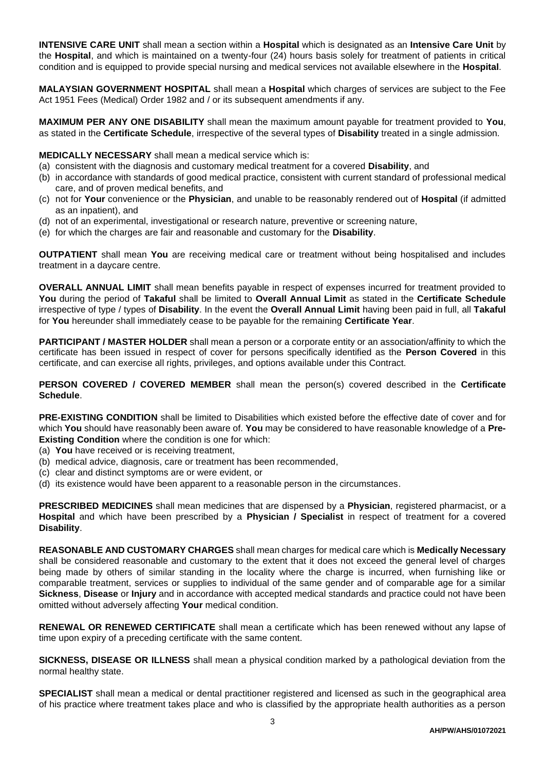**INTENSIVE CARE UNIT** shall mean a section within a **Hospital** which is designated as an **Intensive Care Unit** by the **Hospital**, and which is maintained on a twenty-four (24) hours basis solely for treatment of patients in critical condition and is equipped to provide special nursing and medical services not available elsewhere in the **Hospital**.

**MALAYSIAN GOVERNMENT HOSPITAL** shall mean a **Hospital** which charges of services are subject to the Fee Act 1951 Fees (Medical) Order 1982 and / or its subsequent amendments if any.

**MAXIMUM PER ANY ONE DISABILITY** shall mean the maximum amount payable for treatment provided to **You**, as stated in the **Certificate Schedule**, irrespective of the several types of **Disability** treated in a single admission.

**MEDICALLY NECESSARY** shall mean a medical service which is:

(a) consistent with the diagnosis and customary medical treatment for a covered **Disability**, and
(b) in accordance with standards of good medical practice, consistent with current standard of professional medical care, and of proven medical benefits, and
(c) not for **Your** convenience or the **Physician**, and unable to be reasonably rendered out of **Hospital** (if admitted as an inpatient), and
(d) not of an experimental, investigational or research nature, preventive or screening nature,
(e) for which the charges are fair and reasonable and customary for the **Disability**.

**OUTPATIENT** shall mean **You** are receiving medical care or treatment without being hospitalised and includes treatment in a daycare centre.

**OVERALL ANNUAL LIMIT** shall mean benefits payable in respect of expenses incurred for treatment provided to **You** during the period of **Takaful** shall be limited to **Overall Annual Limit** as stated in the **Certificate Schedule** irrespective of type / types of **Disability**. In the event the **Overall Annual Limit** having been paid in full, all **Takaful** for **You** hereunder shall immediately cease to be payable for the remaining **Certificate Year**.

**PARTICIPANT / MASTER HOLDER** shall mean a person or a corporate entity or an association/affinity to which the certificate has been issued in respect of cover for persons specifically identified as the **Person Covered** in this certificate, and can exercise all rights, privileges, and options available under this Contract.

**PERSON COVERED / COVERED MEMBER** shall mean the person(s) covered described in the **Certificate Schedule**.

**PRE-EXISTING CONDITION** shall be limited to Disabilities which existed before the effective date of cover and for which **You** should have reasonably been aware of. **You** may be considered to have reasonable knowledge of a **Pre-Existing Condition** where the condition is one for which:

(a) **You** have received or is receiving treatment,
(b) medical advice, diagnosis, care or treatment has been recommended,
(c) clear and distinct symptoms are or were evident, or
(d) its existence would have been apparent to a reasonable person in the circumstances.

**PRESCRIBED MEDICINES** shall mean medicines that are dispensed by a **Physician**, registered pharmacist, or a **Hospital** and which have been prescribed by a **Physician / Specialist** in respect of treatment for a covered **Disability**.

**REASONABLE AND CUSTOMARY CHARGES** shall mean charges for medical care which is **Medically Necessary** shall be considered reasonable and customary to the extent that it does not exceed the general level of charges being made by others of similar standing in the locality where the charge is incurred, when furnishing like or comparable treatment, services or supplies to individual of the same gender and of comparable age for a similar **Sickness**, **Disease** or **Injury** and in accordance with accepted medical standards and practice could not have been omitted without adversely affecting **Your** medical condition.

**RENEWAL OR RENEWED CERTIFICATE** shall mean a certificate which has been renewed without any lapse of time upon expiry of a preceding certificate with the same content.

**SICKNESS, DISEASE OR ILLNESS** shall mean a physical condition marked by a pathological deviation from the normal healthy state.

**SPECIALIST** shall mean a medical or dental practitioner registered and licensed as such in the geographical area of his practice where treatment takes place and who is classified by the appropriate health authorities as a person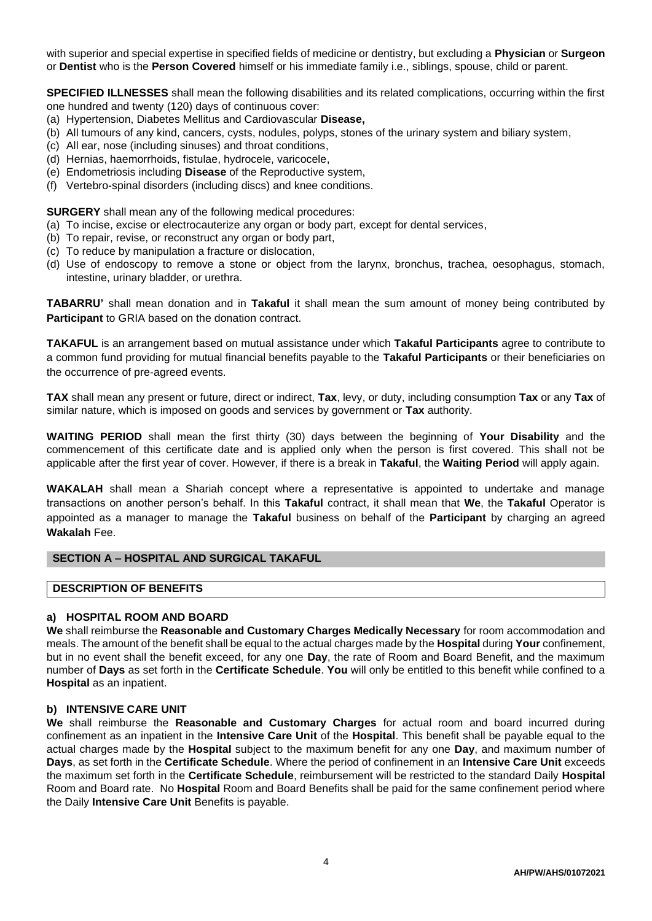with superior and special expertise in specified fields of medicine or dentistry, but excluding a **Physician** or **Surgeon** or **Dentist** who is the **Person Covered** himself or his immediate family i.e., siblings, spouse, child or parent.

**SPECIFIED ILLNESSES** shall mean the following disabilities and its related complications, occurring within the first one hundred and twenty (120) days of continuous cover:

(a) Hypertension, Diabetes Mellitus and Cardiovascular **Disease,**
(b) All tumours of any kind, cancers, cysts, nodules, polyps, stones of the urinary system and biliary system,
(c) All ear, nose (including sinuses) and throat conditions,
(d) Hernias, haemorrhoids, fistulae, hydrocele, varicocele,
(e) Endometriosis including **Disease** of the Reproductive system,
(f) Vertebro-spinal disorders (including discs) and knee conditions.

**SURGERY** shall mean any of the following medical procedures:

(a) To incise, excise or electrocauterize any organ or body part, except for dental services,
(b) To repair, revise, or reconstruct any organ or body part,
(c) To reduce by manipulation a fracture or dislocation,
(d) Use of endoscopy to remove a stone or object from the larynx, bronchus, trachea, oesophagus, stomach, intestine, urinary bladder, or urethra.

**TABARRU'** shall mean donation and in **Takaful** it shall mean the sum amount of money being contributed by **Participant** to GRIA based on the donation contract.

**TAKAFUL** is an arrangement based on mutual assistance under which **Takaful Participants** agree to contribute to a common fund providing for mutual financial benefits payable to the **Takaful Participants** or their beneficiaries on the occurrence of pre-agreed events.

**TAX** shall mean any present or future, direct or indirect, **Tax**, levy, or duty, including consumption **Tax** or any **Tax** of similar nature, which is imposed on goods and services by government or **Tax** authority.

**WAITING PERIOD** shall mean the first thirty (30) days between the beginning of **Your Disability** and the commencement of this certificate date and is applied only when the person is first covered. This shall not be applicable after the first year of cover. However, if there is a break in **Takaful**, the **Waiting Period** will apply again.

**WAKALAH** shall mean a Shariah concept where a representative is appointed to undertake and manage transactions on another person's behalf. In this **Takaful** contract, it shall mean that **We**, the **Takaful** Operator is appointed as a manager to manage the **Takaful** business on behalf of the **Participant** by charging an agreed **Wakalah** Fee.

## SECTION A – HOSPITAL AND SURGICAL TAKAFUL

### DESCRIPTION OF BENEFITS

#### a) HOSPITAL ROOM AND BOARD

**We** shall reimburse the **Reasonable and Customary Charges Medically Necessary** for room accommodation and meals. The amount of the benefit shall be equal to the actual charges made by the **Hospital** during **Your** confinement, but in no event shall the benefit exceed, for any one **Day**, the rate of Room and Board Benefit, and the maximum number of **Days** as set forth in the **Certificate Schedule**. **You** will only be entitled to this benefit while confined to a **Hospital** as an inpatient.

#### b) INTENSIVE CARE UNIT

**We** shall reimburse the **Reasonable and Customary Charges** for actual room and board incurred during confinement as an inpatient in the **Intensive Care Unit** of the **Hospital**. This benefit shall be payable equal to the actual charges made by the **Hospital** subject to the maximum benefit for any one **Day**, and maximum number of **Days**, as set forth in the **Certificate Schedule**. Where the period of confinement in an **Intensive Care Unit** exceeds the maximum set forth in the **Certificate Schedule**, reimbursement will be restricted to the standard Daily **Hospital** Room and Board rate. No **Hospital** Room and Board Benefits shall be paid for the same confinement period where the Daily **Intensive Care Unit** Benefits is payable.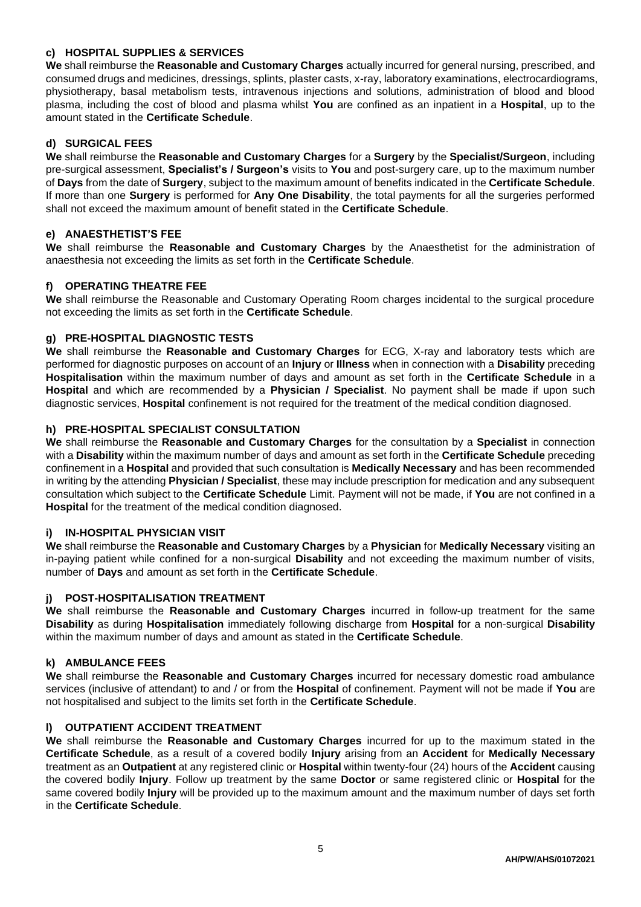### c) HOSPITAL SUPPLIES & SERVICES

**We** shall reimburse the **Reasonable and Customary Charges** actually incurred for general nursing, prescribed, and consumed drugs and medicines, dressings, splints, plaster casts, x-ray, laboratory examinations, electrocardiograms, physiotherapy, basal metabolism tests, intravenous injections and solutions, administration of blood and blood plasma, including the cost of blood and plasma whilst **You** are confined as an inpatient in a **Hospital**, up to the amount stated in the **Certificate Schedule**.

### d) SURGICAL FEES

**We** shall reimburse the **Reasonable and Customary Charges** for a **Surgery** by the **Specialist/Surgeon**, including pre-surgical assessment, **Specialist's / Surgeon's** visits to **You** and post-surgery care, up to the maximum number of **Days** from the date of **Surgery**, subject to the maximum amount of benefits indicated in the **Certificate Schedule**. If more than one **Surgery** is performed for **Any One Disability**, the total payments for all the surgeries performed shall not exceed the maximum amount of benefit stated in the **Certificate Schedule**.

### e) ANAESTHETIST'S FEE

**We** shall reimburse the **Reasonable and Customary Charges** by the Anaesthetist for the administration of anaesthesia not exceeding the limits as set forth in the **Certificate Schedule**.

### f) OPERATING THEATRE FEE

**We** shall reimburse the Reasonable and Customary Operating Room charges incidental to the surgical procedure not exceeding the limits as set forth in the **Certificate Schedule**.

### g) PRE-HOSPITAL DIAGNOSTIC TESTS

**We** shall reimburse the **Reasonable and Customary Charges** for ECG, X-ray and laboratory tests which are performed for diagnostic purposes on account of an **Injury** or **Illness** when in connection with a **Disability** preceding **Hospitalisation** within the maximum number of days and amount as set forth in the **Certificate Schedule** in a **Hospital** and which are recommended by a **Physician / Specialist**. No payment shall be made if upon such diagnostic services, **Hospital** confinement is not required for the treatment of the medical condition diagnosed.

### h) PRE-HOSPITAL SPECIALIST CONSULTATION

**We** shall reimburse the **Reasonable and Customary Charges** for the consultation by a **Specialist** in connection with a **Disability** within the maximum number of days and amount as set forth in the **Certificate Schedule** preceding confinement in a **Hospital** and provided that such consultation is **Medically Necessary** and has been recommended in writing by the attending **Physician / Specialist**, these may include prescription for medication and any subsequent consultation which subject to the **Certificate Schedule** Limit. Payment will not be made, if **You** are not confined in a **Hospital** for the treatment of the medical condition diagnosed.

### i) IN-HOSPITAL PHYSICIAN VISIT

**We** shall reimburse the **Reasonable and Customary Charges** by a **Physician** for **Medically Necessary** visiting an in-paying patient while confined for a non-surgical **Disability** and not exceeding the maximum number of visits, number of **Days** and amount as set forth in the **Certificate Schedule**.

### j) POST-HOSPITALISATION TREATMENT

**We** shall reimburse the **Reasonable and Customary Charges** incurred in follow-up treatment for the same **Disability** as during **Hospitalisation** immediately following discharge from **Hospital** for a non-surgical **Disability** within the maximum number of days and amount as stated in the **Certificate Schedule**.

### k) AMBULANCE FEES

**We** shall reimburse the **Reasonable and Customary Charges** incurred for necessary domestic road ambulance services (inclusive of attendant) to and / or from the **Hospital** of confinement. Payment will not be made if **You** are not hospitalised and subject to the limits set forth in the **Certificate Schedule**.

### l) OUTPATIENT ACCIDENT TREATMENT

**We** shall reimburse the **Reasonable and Customary Charges** incurred for up to the maximum stated in the **Certificate Schedule**, as a result of a covered bodily **Injury** arising from an **Accident** for **Medically Necessary** treatment as an **Outpatient** at any registered clinic or **Hospital** within twenty-four (24) hours of the **Accident** causing the covered bodily **Injury**. Follow up treatment by the same **Doctor** or same registered clinic or **Hospital** for the same covered bodily **Injury** will be provided up to the maximum amount and the maximum number of days set forth in the **Certificate Schedule**.

AH/PW/AHS/01072021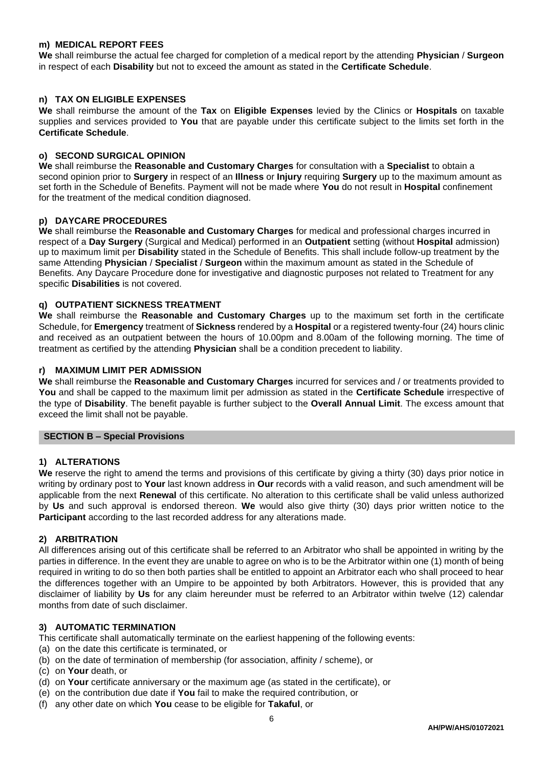#### m) MEDICAL REPORT FEES

**We** shall reimburse the actual fee charged for completion of a medical report by the attending **Physician** / **Surgeon** in respect of each **Disability** but not to exceed the amount as stated in the **Certificate Schedule**.

#### n) TAX ON ELIGIBLE EXPENSES

**We** shall reimburse the amount of the **Tax** on **Eligible Expenses** levied by the Clinics or **Hospitals** on taxable supplies and services provided to **You** that are payable under this certificate subject to the limits set forth in the **Certificate Schedule**.

#### o) SECOND SURGICAL OPINION

**We** shall reimburse the **Reasonable and Customary Charges** for consultation with a **Specialist** to obtain a second opinion prior to **Surgery** in respect of an **Illness** or **Injury** requiring **Surgery** up to the maximum amount as set forth in the Schedule of Benefits. Payment will not be made where **You** do not result in **Hospital** confinement for the treatment of the medical condition diagnosed.

#### p) DAYCARE PROCEDURES

**We** shall reimburse the **Reasonable and Customary Charges** for medical and professional charges incurred in respect of a **Day Surgery** (Surgical and Medical) performed in an **Outpatient** setting (without **Hospital** admission) up to maximum limit per **Disability** stated in the Schedule of Benefits. This shall include follow-up treatment by the same Attending **Physician** / **Specialist** / **Surgeon** within the maximum amount as stated in the Schedule of Benefits. Any Daycare Procedure done for investigative and diagnostic purposes not related to Treatment for any specific **Disabilities** is not covered.

#### q) OUTPATIENT SICKNESS TREATMENT

**We** shall reimburse the **Reasonable and Customary Charges** up to the maximum set forth in the certificate Schedule, for **Emergency** treatment of **Sickness** rendered by a **Hospital** or a registered twenty-four (24) hours clinic and received as an outpatient between the hours of 10.00pm and 8.00am of the following morning. The time of treatment as certified by the attending **Physician** shall be a condition precedent to liability.

#### r) MAXIMUM LIMIT PER ADMISSION

**We** shall reimburse the **Reasonable and Customary Charges** incurred for services and / or treatments provided to **You** and shall be capped to the maximum limit per admission as stated in the **Certificate Schedule** irrespective of the type of **Disability**. The benefit payable is further subject to the **Overall Annual Limit**. The excess amount that exceed the limit shall not be payable.

## SECTION B – Special Provisions

#### 1) ALTERATIONS

**We** reserve the right to amend the terms and provisions of this certificate by giving a thirty (30) days prior notice in writing by ordinary post to **Your** last known address in **Our** records with a valid reason, and such amendment will be applicable from the next **Renewal** of this certificate. No alteration to this certificate shall be valid unless authorized by **Us** and such approval is endorsed thereon. **We** would also give thirty (30) days prior written notice to the **Participant** according to the last recorded address for any alterations made.

#### 2) ARBITRATION

All differences arising out of this certificate shall be referred to an Arbitrator who shall be appointed in writing by the parties in difference. In the event they are unable to agree on who is to be the Arbitrator within one (1) month of being required in writing to do so then both parties shall be entitled to appoint an Arbitrator each who shall proceed to hear the differences together with an Umpire to be appointed by both Arbitrators. However, this is provided that any disclaimer of liability by **Us** for any claim hereunder must be referred to an Arbitrator within twelve (12) calendar months from date of such disclaimer.

#### 3) AUTOMATIC TERMINATION

This certificate shall automatically terminate on the earliest happening of the following events:

(a) on the date this certificate is terminated, or
(b) on the date of termination of membership (for association, affinity / scheme), or
(c) on **Your** death, or
(d) on **Your** certificate anniversary or the maximum age (as stated in the certificate), or
(e) on the contribution due date if **You** fail to make the required contribution, or
(f) any other date on which **You** cease to be eligible for **Takaful**, or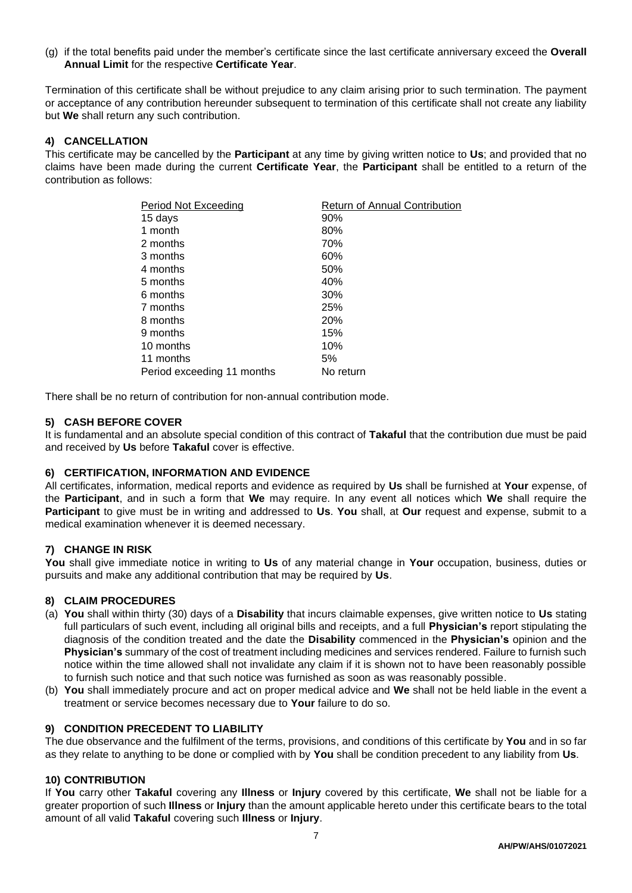(g) if the total benefits paid under the member's certificate since the last certificate anniversary exceed the **Overall Annual Limit** for the respective **Certificate Year**.

Termination of this certificate shall be without prejudice to any claim arising prior to such termination. The payment or acceptance of any contribution hereunder subsequent to termination of this certificate shall not create any liability but **We** shall return any such contribution.

## 4) CANCELLATION

This certificate may be cancelled by the **Participant** at any time by giving written notice to **Us**; and provided that no claims have been made during the current **Certificate Year**, the **Participant** shall be entitled to a return of the contribution as follows:

| Period Not Exceeding | Return of Annual Contribution |
|---|---|
| 15 days | 90% |
| 1 month | 80% |
| 2 months | 70% |
| 3 months | 60% |
| 4 months | 50% |
| 5 months | 40% |
| 6 months | 30% |
| 7 months | 25% |
| 8 months | 20% |
| 9 months | 15% |
| 10 months | 10% |
| 11 months | 5% |
| Period exceeding 11 months | No return |

There shall be no return of contribution for non-annual contribution mode.

## 5) CASH BEFORE COVER

It is fundamental and an absolute special condition of this contract of **Takaful** that the contribution due must be paid and received by **Us** before **Takaful** cover is effective.

## 6) CERTIFICATION, INFORMATION AND EVIDENCE

All certificates, information, medical reports and evidence as required by **Us** shall be furnished at **Your** expense, of the **Participant**, and in such a form that **We** may require. In any event all notices which **We** shall require the **Participant** to give must be in writing and addressed to **Us**. **You** shall, at **Our** request and expense, submit to a medical examination whenever it is deemed necessary.

## 7) CHANGE IN RISK

**You** shall give immediate notice in writing to **Us** of any material change in **Your** occupation, business, duties or pursuits and make any additional contribution that may be required by **Us**.

## 8) CLAIM PROCEDURES

(a) **You** shall within thirty (30) days of a **Disability** that incurs claimable expenses, give written notice to **Us** stating full particulars of such event, including all original bills and receipts, and a full **Physician's** report stipulating the diagnosis of the condition treated and the date the **Disability** commenced in the **Physician's** opinion and the **Physician's** summary of the cost of treatment including medicines and services rendered. Failure to furnish such notice within the time allowed shall not invalidate any claim if it is shown not to have been reasonably possible to furnish such notice and that such notice was furnished as soon as was reasonably possible.

(b) **You** shall immediately procure and act on proper medical advice and **We** shall not be held liable in the event a treatment or service becomes necessary due to **Your** failure to do so.

## 9) CONDITION PRECEDENT TO LIABILITY

The due observance and the fulfilment of the terms, provisions, and conditions of this certificate by **You** and in so far as they relate to anything to be done or complied with by **You** shall be condition precedent to any liability from **Us**.

## 10) CONTRIBUTION

If **You** carry other **Takaful** covering any **Illness** or **Injury** covered by this certificate, **We** shall not be liable for a greater proportion of such **Illness** or **Injury** than the amount applicable hereto under this certificate bears to the total amount of all valid **Takaful** covering such **Illness** or **Injury**.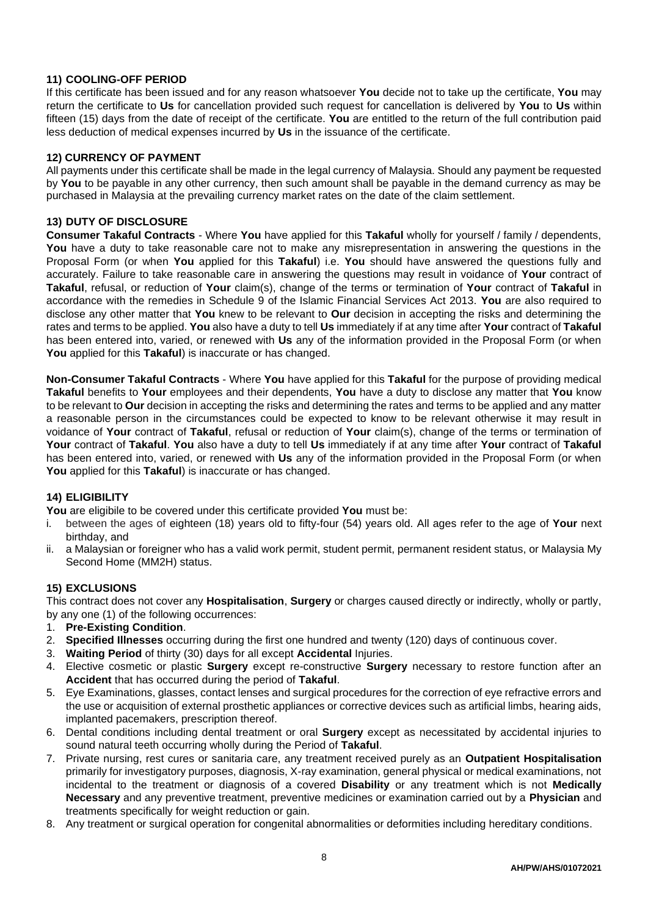### 11) COOLING-OFF PERIOD

If this certificate has been issued and for any reason whatsoever **You** decide not to take up the certificate, **You** may return the certificate to **Us** for cancellation provided such request for cancellation is delivered by **You** to **Us** within fifteen (15) days from the date of receipt of the certificate. **You** are entitled to the return of the full contribution paid less deduction of medical expenses incurred by **Us** in the issuance of the certificate.

### 12) CURRENCY OF PAYMENT

All payments under this certificate shall be made in the legal currency of Malaysia. Should any payment be requested by **You** to be payable in any other currency, then such amount shall be payable in the demand currency as may be purchased in Malaysia at the prevailing currency market rates on the date of the claim settlement.

### 13) DUTY OF DISCLOSURE

**Consumer Takaful Contracts** - Where **You** have applied for this **Takaful** wholly for yourself / family / dependents, **You** have a duty to take reasonable care not to make any misrepresentation in answering the questions in the Proposal Form (or when **You** applied for this **Takaful**) i.e. **You** should have answered the questions fully and accurately. Failure to take reasonable care in answering the questions may result in voidance of **Your** contract of **Takaful**, refusal, or reduction of **Your** claim(s), change of the terms or termination of **Your** contract of **Takaful** in accordance with the remedies in Schedule 9 of the Islamic Financial Services Act 2013. **You** are also required to disclose any other matter that **You** knew to be relevant to **Our** decision in accepting the risks and determining the rates and terms to be applied. **You** also have a duty to tell **Us** immediately if at any time after **Your** contract of **Takaful** has been entered into, varied, or renewed with **Us** any of the information provided in the Proposal Form (or when **You** applied for this **Takaful**) is inaccurate or has changed.

**Non-Consumer Takaful Contracts** - Where **You** have applied for this **Takaful** for the purpose of providing medical **Takaful** benefits to **Your** employees and their dependents, **You** have a duty to disclose any matter that **You** know to be relevant to **Our** decision in accepting the risks and determining the rates and terms to be applied and any matter a reasonable person in the circumstances could be expected to know to be relevant otherwise it may result in voidance of **Your** contract of **Takaful**, refusal or reduction of **Your** claim(s), change of the terms or termination of **Your** contract of **Takaful**. **You** also have a duty to tell **Us** immediately if at any time after **Your** contract of **Takaful** has been entered into, varied, or renewed with **Us** any of the information provided in the Proposal Form (or when **You** applied for this **Takaful**) is inaccurate or has changed.

### 14) ELIGIBILITY

**You** are eligibile to be covered under this certificate provided **You** must be:

i. between the ages of eighteen (18) years old to fifty-four (54) years old. All ages refer to the age of **Your** next birthday, and
ii. a Malaysian or foreigner who has a valid work permit, student permit, permanent resident status, or Malaysia My Second Home (MM2H) status.

### 15) EXCLUSIONS

This contract does not cover any **Hospitalisation**, **Surgery** or charges caused directly or indirectly, wholly or partly, by any one (1) of the following occurrences:

1. **Pre-Existing Condition**.
2. **Specified Illnesses** occurring during the first one hundred and twenty (120) days of continuous cover.
3. **Waiting Period** of thirty (30) days for all except **Accidental** Injuries.
4. Elective cosmetic or plastic **Surgery** except re-constructive **Surgery** necessary to restore function after an **Accident** that has occurred during the period of **Takaful**.
5. Eye Examinations, glasses, contact lenses and surgical procedures for the correction of eye refractive errors and the use or acquisition of external prosthetic appliances or corrective devices such as artificial limbs, hearing aids, implanted pacemakers, prescription thereof.
6. Dental conditions including dental treatment or oral **Surgery** except as necessitated by accidental injuries to sound natural teeth occurring wholly during the Period of **Takaful**.
7. Private nursing, rest cures or sanitaria care, any treatment received purely as an **Outpatient Hospitalisation** primarily for investigatory purposes, diagnosis, X-ray examination, general physical or medical examinations, not incidental to the treatment or diagnosis of a covered **Disability** or any treatment which is not **Medically Necessary** and any preventive treatment, preventive medicines or examination carried out by a **Physician** and treatments specifically for weight reduction or gain.
8. Any treatment or surgical operation for congenital abnormalities or deformities including hereditary conditions.

AH/PW/AHS/01072021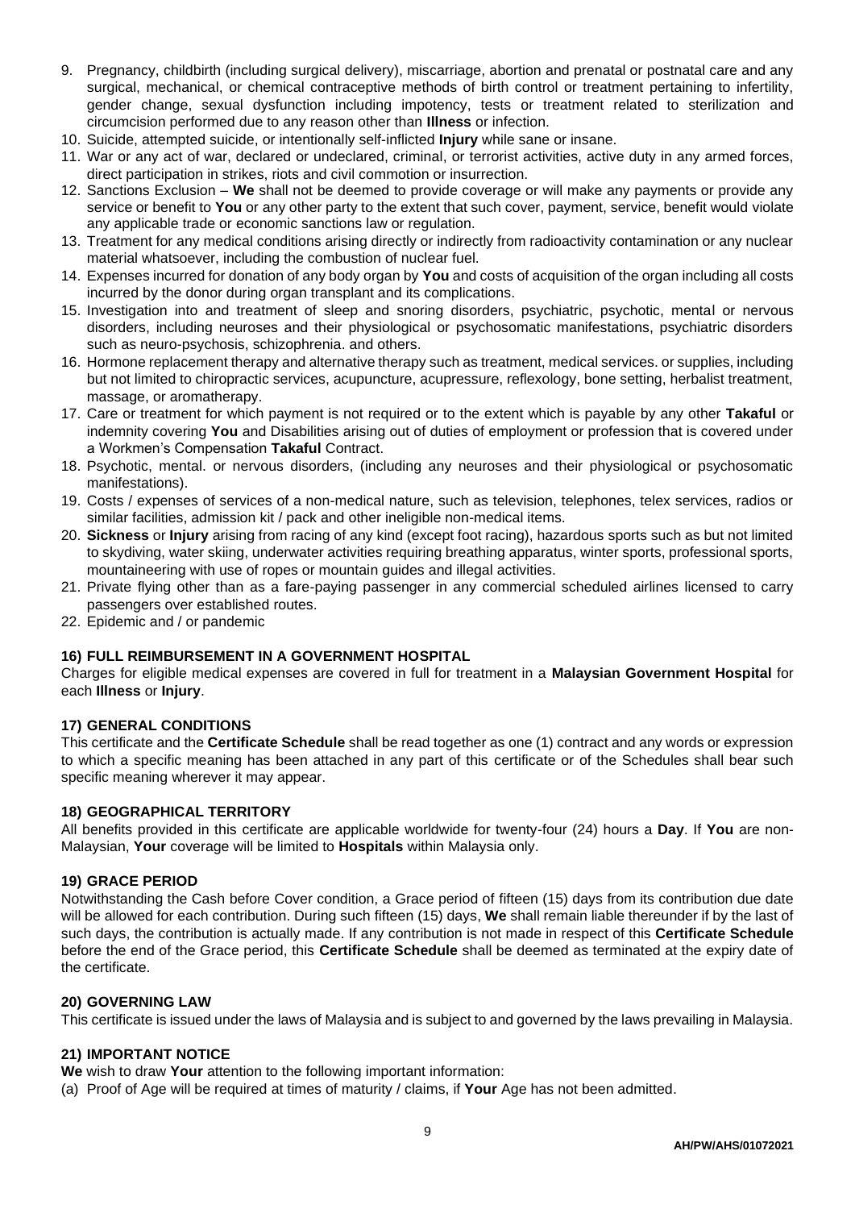9. Pregnancy, childbirth (including surgical delivery), miscarriage, abortion and prenatal or postnatal care and any surgical, mechanical, or chemical contraceptive methods of birth control or treatment pertaining to infertility, gender change, sexual dysfunction including impotency, tests or treatment related to sterilization and circumcision performed due to any reason other than **Illness** or infection.
10. Suicide, attempted suicide, or intentionally self-inflicted **Injury** while sane or insane.
11. War or any act of war, declared or undeclared, criminal, or terrorist activities, active duty in any armed forces, direct participation in strikes, riots and civil commotion or insurrection.
12. Sanctions Exclusion – **We** shall not be deemed to provide coverage or will make any payments or provide any service or benefit to **You** or any other party to the extent that such cover, payment, service, benefit would violate any applicable trade or economic sanctions law or regulation.
13. Treatment for any medical conditions arising directly or indirectly from radioactivity contamination or any nuclear material whatsoever, including the combustion of nuclear fuel.
14. Expenses incurred for donation of any body organ by **You** and costs of acquisition of the organ including all costs incurred by the donor during organ transplant and its complications.
15. Investigation into and treatment of sleep and snoring disorders, psychiatric, psychotic, mental or nervous disorders, including neuroses and their physiological or psychosomatic manifestations, psychiatric disorders such as neuro-psychosis, schizophrenia. and others.
16. Hormone replacement therapy and alternative therapy such as treatment, medical services. or supplies, including but not limited to chiropractic services, acupuncture, acupressure, reflexology, bone setting, herbalist treatment, massage, or aromatherapy.
17. Care or treatment for which payment is not required or to the extent which is payable by any other **Takaful** or indemnity covering **You** and Disabilities arising out of duties of employment or profession that is covered under a Workmen's Compensation **Takaful** Contract.
18. Psychotic, mental. or nervous disorders, (including any neuroses and their physiological or psychosomatic manifestations).
19. Costs / expenses of services of a non-medical nature, such as television, telephones, telex services, radios or similar facilities, admission kit / pack and other ineligible non-medical items.
20. **Sickness** or **Injury** arising from racing of any kind (except foot racing), hazardous sports such as but not limited to skydiving, water skiing, underwater activities requiring breathing apparatus, winter sports, professional sports, mountaineering with use of ropes or mountain guides and illegal activities.
21. Private flying other than as a fare-paying passenger in any commercial scheduled airlines licensed to carry passengers over established routes.
22. Epidemic and / or pandemic

### 16) FULL REIMBURSEMENT IN A GOVERNMENT HOSPITAL

Charges for eligible medical expenses are covered in full for treatment in a **Malaysian Government Hospital** for each **Illness** or **Injury**.

### 17) GENERAL CONDITIONS

This certificate and the **Certificate Schedule** shall be read together as one (1) contract and any words or expression to which a specific meaning has been attached in any part of this certificate or of the Schedules shall bear such specific meaning wherever it may appear.

### 18) GEOGRAPHICAL TERRITORY

All benefits provided in this certificate are applicable worldwide for twenty-four (24) hours a **Day**. If **You** are non-Malaysian, **Your** coverage will be limited to **Hospitals** within Malaysia only.

### 19) GRACE PERIOD

Notwithstanding the Cash before Cover condition, a Grace period of fifteen (15) days from its contribution due date will be allowed for each contribution. During such fifteen (15) days, **We** shall remain liable thereunder if by the last of such days, the contribution is actually made. If any contribution is not made in respect of this **Certificate Schedule** before the end of the Grace period, this **Certificate Schedule** shall be deemed as terminated at the expiry date of the certificate.

### 20) GOVERNING LAW

This certificate is issued under the laws of Malaysia and is subject to and governed by the laws prevailing in Malaysia.

### 21) IMPORTANT NOTICE

**We** wish to draw **Your** attention to the following important information:

(a) Proof of Age will be required at times of maturity / claims, if **Your** Age has not been admitted.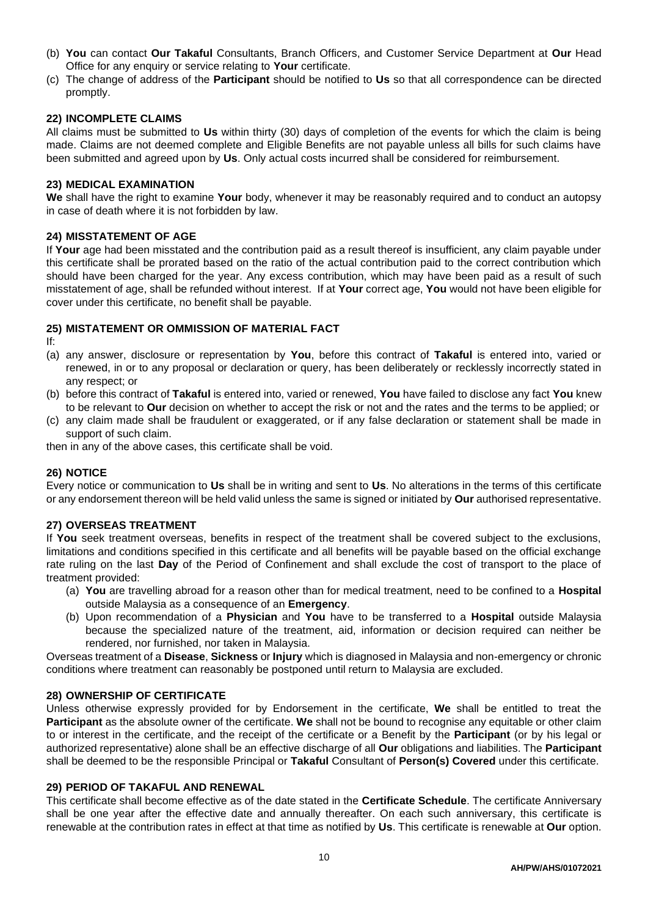(b) **You** can contact **Our Takaful** Consultants, Branch Officers, and Customer Service Department at **Our** Head Office for any enquiry or service relating to **Your** certificate.

(c) The change of address of the **Participant** should be notified to **Us** so that all correspondence can be directed promptly.

### 22) INCOMPLETE CLAIMS

All claims must be submitted to **Us** within thirty (30) days of completion of the events for which the claim is being made. Claims are not deemed complete and Eligible Benefits are not payable unless all bills for such claims have been submitted and agreed upon by **Us**. Only actual costs incurred shall be considered for reimbursement.

### 23) MEDICAL EXAMINATION

**We** shall have the right to examine **Your** body, whenever it may be reasonably required and to conduct an autopsy in case of death where it is not forbidden by law.

### 24) MISSTATEMENT OF AGE

If **Your** age had been misstated and the contribution paid as a result thereof is insufficient, any claim payable under this certificate shall be prorated based on the ratio of the actual contribution paid to the correct contribution which should have been charged for the year. Any excess contribution, which may have been paid as a result of such misstatement of age, shall be refunded without interest. If at **Your** correct age, **You** would not have been eligible for cover under this certificate, no benefit shall be payable.

### 25) MISTATEMENT OR OMMISSION OF MATERIAL FACT

If:

(a) any answer, disclosure or representation by **You**, before this contract of **Takaful** is entered into, varied or renewed, in or to any proposal or declaration or query, has been deliberately or recklessly incorrectly stated in any respect; or

(b) before this contract of **Takaful** is entered into, varied or renewed, **You** have failed to disclose any fact **You** knew to be relevant to **Our** decision on whether to accept the risk or not and the rates and the terms to be applied; or

(c) any claim made shall be fraudulent or exaggerated, or if any false declaration or statement shall be made in support of such claim.

then in any of the above cases, this certificate shall be void.

### 26) NOTICE

Every notice or communication to **Us** shall be in writing and sent to **Us**. No alterations in the terms of this certificate or any endorsement thereon will be held valid unless the same is signed or initiated by **Our** authorised representative.

### 27) OVERSEAS TREATMENT

If **You** seek treatment overseas, benefits in respect of the treatment shall be covered subject to the exclusions, limitations and conditions specified in this certificate and all benefits will be payable based on the official exchange rate ruling on the last **Day** of the Period of Confinement and shall exclude the cost of transport to the place of treatment provided:

(a) **You** are travelling abroad for a reason other than for medical treatment, need to be confined to a **Hospital** outside Malaysia as a consequence of an **Emergency**.

(b) Upon recommendation of a **Physician** and **You** have to be transferred to a **Hospital** outside Malaysia because the specialized nature of the treatment, aid, information or decision required can neither be rendered, nor furnished, nor taken in Malaysia.

Overseas treatment of a **Disease**, **Sickness** or **Injury** which is diagnosed in Malaysia and non-emergency or chronic conditions where treatment can reasonably be postponed until return to Malaysia are excluded.

### 28) OWNERSHIP OF CERTIFICATE

Unless otherwise expressly provided for by Endorsement in the certificate, **We** shall be entitled to treat the **Participant** as the absolute owner of the certificate. **We** shall not be bound to recognise any equitable or other claim to or interest in the certificate, and the receipt of the certificate or a Benefit by the **Participant** (or by his legal or authorized representative) alone shall be an effective discharge of all **Our** obligations and liabilities. The **Participant** shall be deemed to be the responsible Principal or **Takaful** Consultant of **Person(s) Covered** under this certificate.

### 29) PERIOD OF TAKAFUL AND RENEWAL

This certificate shall become effective as of the date stated in the **Certificate Schedule**. The certificate Anniversary shall be one year after the effective date and annually thereafter. On each such anniversary, this certificate is renewable at the contribution rates in effect at that time as notified by **Us**. This certificate is renewable at **Our** option.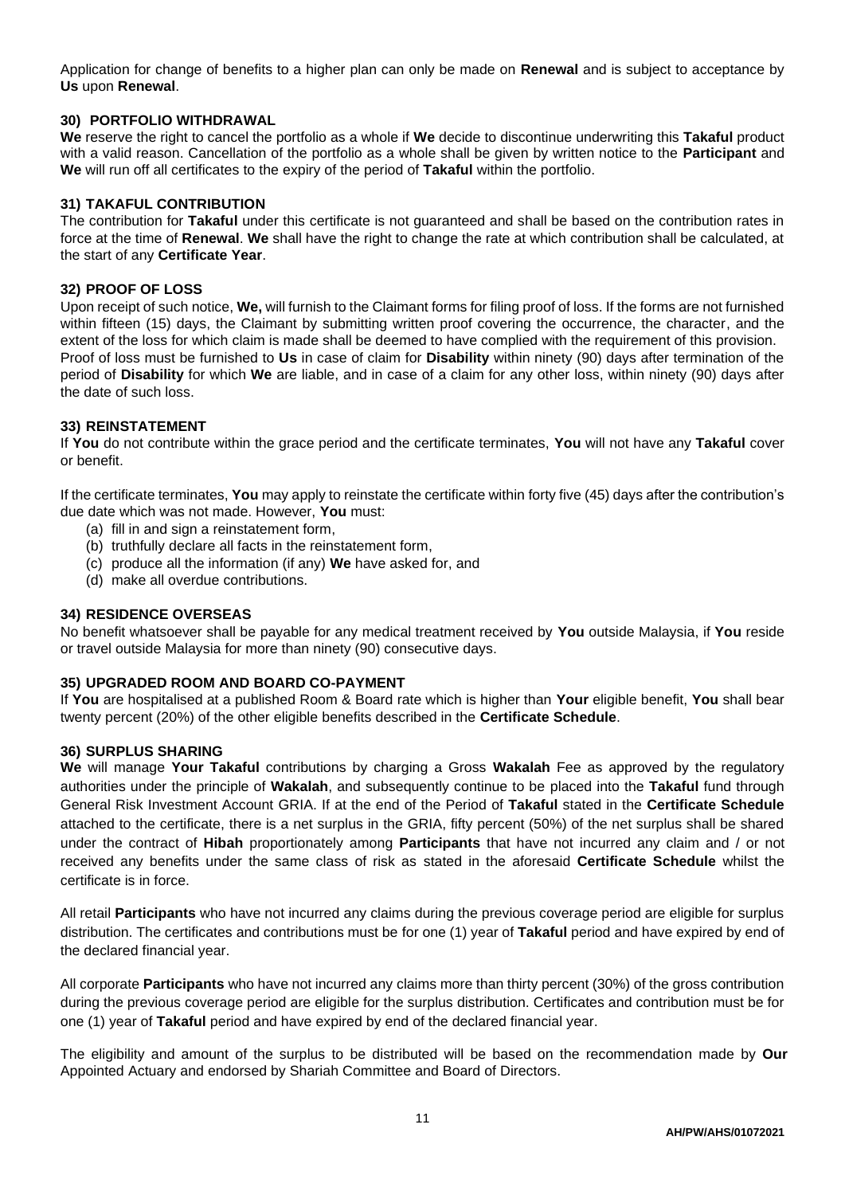Application for change of benefits to a higher plan can only be made on **Renewal** and is subject to acceptance by **Us** upon **Renewal**.

### 30) PORTFOLIO WITHDRAWAL

**We** reserve the right to cancel the portfolio as a whole if **We** decide to discontinue underwriting this **Takaful** product with a valid reason. Cancellation of the portfolio as a whole shall be given by written notice to the **Participant** and **We** will run off all certificates to the expiry of the period of **Takaful** within the portfolio.

### 31) TAKAFUL CONTRIBUTION

The contribution for **Takaful** under this certificate is not guaranteed and shall be based on the contribution rates in force at the time of **Renewal**. **We** shall have the right to change the rate at which contribution shall be calculated, at the start of any **Certificate Year**.

### 32) PROOF OF LOSS

Upon receipt of such notice, **We,** will furnish to the Claimant forms for filing proof of loss. If the forms are not furnished within fifteen (15) days, the Claimant by submitting written proof covering the occurrence, the character, and the extent of the loss for which claim is made shall be deemed to have complied with the requirement of this provision.
Proof of loss must be furnished to **Us** in case of claim for **Disability** within ninety (90) days after termination of the period of **Disability** for which **We** are liable, and in case of a claim for any other loss, within ninety (90) days after the date of such loss.

### 33) REINSTATEMENT

If **You** do not contribute within the grace period and the certificate terminates, **You** will not have any **Takaful** cover or benefit.

If the certificate terminates, **You** may apply to reinstate the certificate within forty five (45) days after the contribution's due date which was not made. However, **You** must:

(a) fill in and sign a reinstatement form,
(b) truthfully declare all facts in the reinstatement form,
(c) produce all the information (if any) **We** have asked for, and
(d) make all overdue contributions.

### 34) RESIDENCE OVERSEAS

No benefit whatsoever shall be payable for any medical treatment received by **You** outside Malaysia, if **You** reside or travel outside Malaysia for more than ninety (90) consecutive days.

### 35) UPGRADED ROOM AND BOARD CO-PAYMENT

If **You** are hospitalised at a published Room & Board rate which is higher than **Your** eligible benefit, **You** shall bear twenty percent (20%) of the other eligible benefits described in the **Certificate Schedule**.

### 36) SURPLUS SHARING

**We** will manage **Your Takaful** contributions by charging a Gross **Wakalah** Fee as approved by the regulatory authorities under the principle of **Wakalah**, and subsequently continue to be placed into the **Takaful** fund through General Risk Investment Account GRIA. If at the end of the Period of **Takaful** stated in the **Certificate Schedule** attached to the certificate, there is a net surplus in the GRIA, fifty percent (50%) of the net surplus shall be shared under the contract of **Hibah** proportionately among **Participants** that have not incurred any claim and / or not received any benefits under the same class of risk as stated in the aforesaid **Certificate Schedule** whilst the certificate is in force.

All retail **Participants** who have not incurred any claims during the previous coverage period are eligible for surplus distribution. The certificates and contributions must be for one (1) year of **Takaful** period and have expired by end of the declared financial year.

All corporate **Participants** who have not incurred any claims more than thirty percent (30%) of the gross contribution during the previous coverage period are eligible for the surplus distribution. Certificates and contribution must be for one (1) year of **Takaful** period and have expired by end of the declared financial year.

The eligibility and amount of the surplus to be distributed will be based on the recommendation made by **Our** Appointed Actuary and endorsed by Shariah Committee and Board of Directors.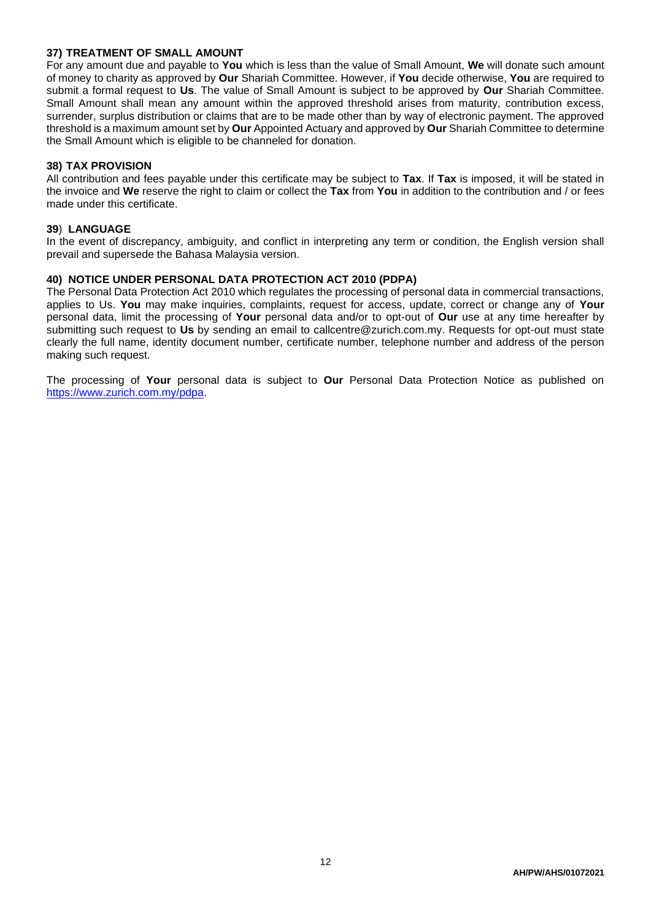### 37) TREATMENT OF SMALL AMOUNT

For any amount due and payable to **You** which is less than the value of Small Amount, **We** will donate such amount of money to charity as approved by **Our** Shariah Committee. However, if **You** decide otherwise, **You** are required to submit a formal request to **Us**. The value of Small Amount is subject to be approved by **Our** Shariah Committee. Small Amount shall mean any amount within the approved threshold arises from maturity, contribution excess, surrender, surplus distribution or claims that are to be made other than by way of electronic payment. The approved threshold is a maximum amount set by **Our** Appointed Actuary and approved by **Our** Shariah Committee to determine the Small Amount which is eligible to be channeled for donation.

### 38) TAX PROVISION

All contribution and fees payable under this certificate may be subject to **Tax**. If **Tax** is imposed, it will be stated in the invoice and **We** reserve the right to claim or collect the **Tax** from **You** in addition to the contribution and / or fees made under this certificate.

### 39) LANGUAGE

In the event of discrepancy, ambiguity, and conflict in interpreting any term or condition, the English version shall prevail and supersede the Bahasa Malaysia version.

### 40) NOTICE UNDER PERSONAL DATA PROTECTION ACT 2010 (PDPA)

The Personal Data Protection Act 2010 which regulates the processing of personal data in commercial transactions, applies to Us. **You** may make inquiries, complaints, request for access, update, correct or change any of **Your** personal data, limit the processing of **Your** personal data and/or to opt-out of **Our** use at any time hereafter by submitting such request to **Us** by sending an email to callcentre@zurich.com.my. Requests for opt-out must state clearly the full name, identity document number, certificate number, telephone number and address of the person making such request.

The processing of **Your** personal data is subject to **Our** Personal Data Protection Notice as published on [https://www.zurich.com.my/pdpa](https://www.zurich.com.my/pdpa).

AH/PW/AHS/01072021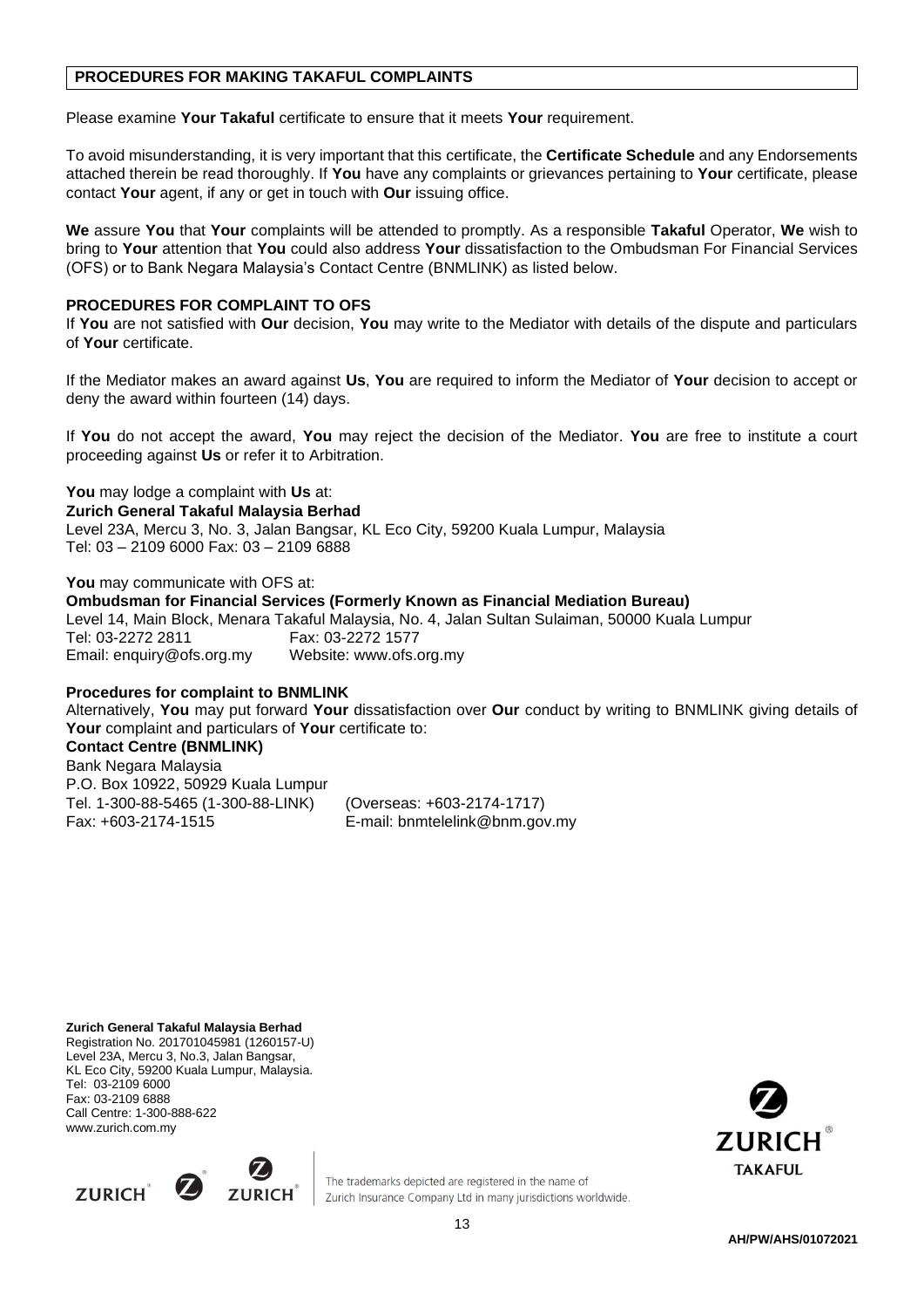## PROCEDURES FOR MAKING TAKAFUL COMPLAINTS

Please examine **Your Takaful** certificate to ensure that it meets **Your** requirement.

To avoid misunderstanding, it is very important that this certificate, the **Certificate Schedule** and any Endorsements attached therein be read thoroughly. If **You** have any complaints or grievances pertaining to **Your** certificate, please contact **Your** agent, if any or get in touch with **Our** issuing office.

**We** assure **You** that **Your** complaints will be attended to promptly. As a responsible **Takaful** Operator, **We** wish to bring to **Your** attention that **You** could also address **Your** dissatisfaction to the Ombudsman For Financial Services (OFS) or to Bank Negara Malaysia's Contact Centre (BNMLINK) as listed below.

**PROCEDURES FOR COMPLAINT TO OFS**

If **You** are not satisfied with **Our** decision, **You** may write to the Mediator with details of the dispute and particulars of **Your** certificate.

If the Mediator makes an award against **Us**, **You** are required to inform the Mediator of **Your** decision to accept or deny the award within fourteen (14) days.

If **You** do not accept the award, **You** may reject the decision of the Mediator. **You** are free to institute a court proceeding against **Us** or refer it to Arbitration.

**You** may lodge a complaint with **Us** at:
**Zurich General Takaful Malaysia Berhad**
Level 23A, Mercu 3, No. 3, Jalan Bangsar, KL Eco City, 59200 Kuala Lumpur, Malaysia
Tel: 03 – 2109 6000 Fax: 03 – 2109 6888

**You** may communicate with OFS at:
**Ombudsman for Financial Services (Formerly Known as Financial Mediation Bureau)**
Level 14, Main Block, Menara Takaful Malaysia, No. 4, Jalan Sultan Sulaiman, 50000 Kuala Lumpur
Tel: 03-2272 2811 Fax: 03-2272 1577
Email: enquiry@ofs.org.my Website: www.ofs.org.my

**Procedures for complaint to BNMLINK**

Alternatively, **You** may put forward **Your** dissatisfaction over **Our** conduct by writing to BNMLINK giving details of **Your** complaint and particulars of **Your** certificate to:
**Contact Centre (BNMLINK)**
Bank Negara Malaysia
P.O. Box 10922, 50929 Kuala Lumpur
Tel. 1-300-88-5465 (1-300-88-LINK) (Overseas: +603-2174-1717)
Fax: +603-2174-1515 E-mail: bnmtelelink@bnm.gov.my

**Zurich General Takaful Malaysia Berhad**
Registration No. 201701045981 (1260157-U)
Level 23A, Mercu 3, No.3, Jalan Bangsar,
KL Eco City, 59200 Kuala Lumpur, Malaysia.
Tel: 03-2109 6000
Fax: 03-2109 6888
Call Centre: 1-300-888-622
www.zurich.com.my

The trademarks depicted are registered in the name of Zurich Insurance Company Ltd in many jurisdictions worldwide.

AH/PW/AHS/01072021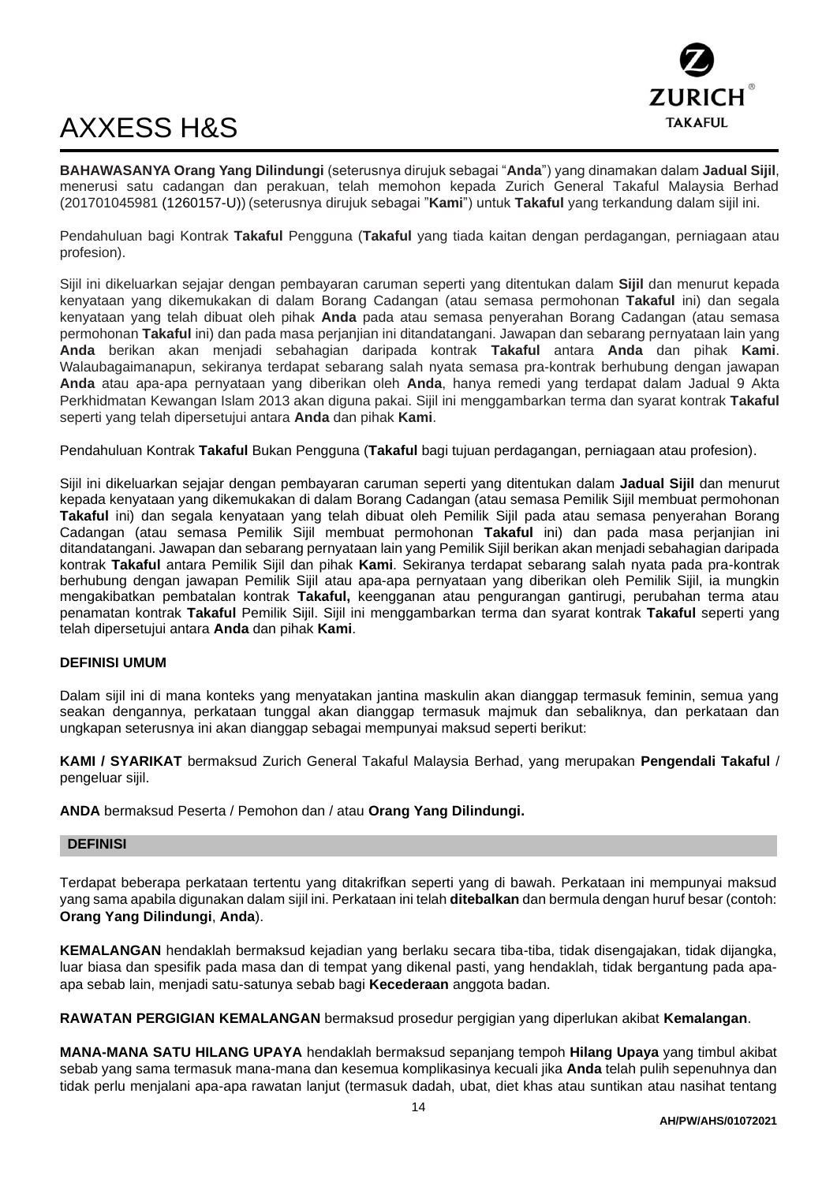# AXXESS H&S

**BAHAWASANYA Orang Yang Dilindungi** (seterusnya dirujuk sebagai "**Anda**") yang dinamakan dalam **Jadual Sijil**, menerusi satu cadangan dan perakuan, telah memohon kepada Zurich General Takaful Malaysia Berhad (201701045981 (1260157-U)) (seterusnya dirujuk sebagai "**Kami**") untuk **Takaful** yang terkandung dalam sijil ini.

Pendahuluan bagi Kontrak **Takaful** Pengguna (**Takaful** yang tiada kaitan dengan perdagangan, perniagaan atau profesion).

Sijil ini dikeluarkan sejajar dengan pembayaran caruman seperti yang ditentukan dalam **Sijil** dan menurut kepada kenyataan yang dikemukakan di dalam Borang Cadangan (atau semasa permohonan **Takaful** ini) dan segala kenyataan yang telah dibuat oleh pihak **Anda** pada atau semasa penyerahan Borang Cadangan (atau semasa permohonan **Takaful** ini) dan pada masa perjanjian ini ditandatangani. Jawapan dan sebarang pernyataan lain yang **Anda** berikan akan menjadi sebahagian daripada kontrak **Takaful** antara **Anda** dan pihak **Kami**. Walaubagaimanapun, sekiranya terdapat sebarang salah nyata semasa pra-kontrak berhubung dengan jawapan **Anda** atau apa-apa pernyataan yang diberikan oleh **Anda**, hanya remedi yang terdapat dalam Jadual 9 Akta Perkhidmatan Kewangan Islam 2013 akan diguna pakai. Sijil ini menggambarkan terma dan syarat kontrak **Takaful** seperti yang telah dipersetujui antara **Anda** dan pihak **Kami**.

Pendahuluan Kontrak **Takaful** Bukan Pengguna (**Takaful** bagi tujuan perdagangan, perniagaan atau profesion).

Sijil ini dikeluarkan sejajar dengan pembayaran caruman seperti yang ditentukan dalam **Jadual Sijil** dan menurut kepada kenyataan yang dikemukakan di dalam Borang Cadangan (atau semasa Pemilik Sijil membuat permohonan **Takaful** ini) dan segala kenyataan yang telah dibuat oleh Pemilik Sijil pada atau semasa penyerahan Borang Cadangan (atau semasa Pemilik Sijil membuat permohonan **Takaful** ini) dan pada masa perjanjian ini ditandatangani. Jawapan dan sebarang pernyataan lain yang Pemilik Sijil berikan akan menjadi sebahagian daripada kontrak **Takaful** antara Pemilik Sijil dan pihak **Kami**. Sekiranya terdapat sebarang salah nyata pada pra-kontrak berhubung dengan jawapan Pemilik Sijil atau apa-apa pernyataan yang diberikan oleh Pemilik Sijil, ia mungkin mengakibatkan pembatalan kontrak **Takaful,** keengganan atau pengurangan gantirugi, perubahan terma atau penamatan kontrak **Takaful** Pemilik Sijil. Sijil ini menggambarkan terma dan syarat kontrak **Takaful** seperti yang telah dipersetujui antara **Anda** dan pihak **Kami**.

**DEFINISI UMUM**

Dalam sijil ini di mana konteks yang menyatakan jantina maskulin akan dianggap termasuk feminin, semua yang seakan dengannya, perkataan tunggal akan dianggap termasuk majmuk dan sebaliknya, dan perkataan dan ungkapan seterusnya ini akan dianggap sebagai mempunyai maksud seperti berikut:

**KAMI / SYARIKAT** bermaksud Zurich General Takaful Malaysia Berhad, yang merupakan **Pengendali Takaful** / pengeluar sijil.

**ANDA** bermaksud Peserta / Pemohon dan / atau **Orang Yang Dilindungi.**

## DEFINISI

Terdapat beberapa perkataan tertentu yang ditakrifkan seperti yang di bawah. Perkataan ini mempunyai maksud yang sama apabila digunakan dalam sijil ini. Perkataan ini telah **ditebalkan** dan bermula dengan huruf besar (contoh: **Orang Yang Dilindungi**, **Anda**).

**KEMALANGAN** hendaklah bermaksud kejadian yang berlaku secara tiba-tiba, tidak disengajakan, tidak dijangka, luar biasa dan spesifik pada masa dan di tempat yang dikenal pasti, yang hendaklah, tidak bergantung pada apa-apa sebab lain, menjadi satu-satunya sebab bagi **Kecederaan** anggota badan.

**RAWATAN PERGIGIAN KEMALANGAN** bermaksud prosedur pergigian yang diperlukan akibat **Kemalangan**.

**MANA-MANA SATU HILANG UPAYA** hendaklah bermaksud sepanjang tempoh **Hilang Upaya** yang timbul akibat sebab yang sama termasuk mana-mana dan kesemua komplikasinya kecuali jika **Anda** telah pulih sepenuhnya dan tidak perlu menjalani apa-apa rawatan lanjut (termasuk dadah, ubat, diet khas atau suntikan atau nasihat tentang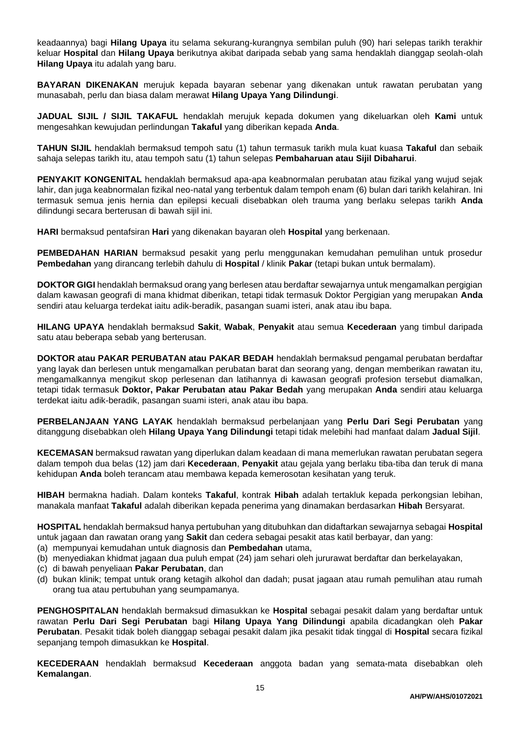keadaannya) bagi **Hilang Upaya** itu selama sekurang-kurangnya sembilan puluh (90) hari selepas tarikh terakhir keluar **Hospital** dan **Hilang Upaya** berikutnya akibat daripada sebab yang sama hendaklah dianggap seolah-olah **Hilang Upaya** itu adalah yang baru.

**BAYARAN DIKENAKAN** merujuk kepada bayaran sebenar yang dikenakan untuk rawatan perubatan yang munasabah, perlu dan biasa dalam merawat **Hilang Upaya Yang Dilindungi**.

**JADUAL SIJIL / SIJIL TAKAFUL** hendaklah merujuk kepada dokumen yang dikeluarkan oleh **Kami** untuk mengesahkan kewujudan perlindungan **Takaful** yang diberikan kepada **Anda**.

**TAHUN SIJIL** hendaklah bermaksud tempoh satu (1) tahun termasuk tarikh mula kuat kuasa **Takaful** dan sebaik sahaja selepas tarikh itu, atau tempoh satu (1) tahun selepas **Pembaharuan atau Sijil Dibaharui**.

**PENYAKIT KONGENITAL** hendaklah bermaksud apa-apa keabnormalan perubatan atau fizikal yang wujud sejak lahir, dan juga keabnormalan fizikal neo-natal yang terbentuk dalam tempoh enam (6) bulan dari tarikh kelahiran. Ini termasuk semua jenis hernia dan epilepsi kecuali disebabkan oleh trauma yang berlaku selepas tarikh **Anda** dilindungi secara berterusan di bawah sijil ini.

**HARI** bermaksud pentafsiran **Hari** yang dikenakan bayaran oleh **Hospital** yang berkenaan.

**PEMBEDAHAN HARIAN** bermaksud pesakit yang perlu menggunakan kemudahan pemulihan untuk prosedur **Pembedahan** yang dirancang terlebih dahulu di **Hospital** / klinik **Pakar** (tetapi bukan untuk bermalam).

**DOKTOR GIGI** hendaklah bermaksud orang yang berlesen atau berdaftar sewajarnya untuk mengamalkan pergigian dalam kawasan geografi di mana khidmat diberikan, tetapi tidak termasuk Doktor Pergigian yang merupakan **Anda** sendiri atau keluarga terdekat iaitu adik-beradik, pasangan suami isteri, anak atau ibu bapa.

**HILANG UPAYA** hendaklah bermaksud **Sakit**, **Wabak**, **Penyakit** atau semua **Kecederaan** yang timbul daripada satu atau beberapa sebab yang berterusan.

**DOKTOR atau PAKAR PERUBATAN atau PAKAR BEDAH** hendaklah bermaksud pengamal perubatan berdaftar yang layak dan berlesen untuk mengamalkan perubatan barat dan seorang yang, dengan memberikan rawatan itu, mengamalkannya mengikut skop perlesenan dan latihannya di kawasan geografi profesion tersebut diamalkan, tetapi tidak termasuk **Doktor, Pakar Perubatan atau Pakar Bedah** yang merupakan **Anda** sendiri atau keluarga terdekat iaitu adik-beradik, pasangan suami isteri, anak atau ibu bapa.

**PERBELANJAAN YANG LAYAK** hendaklah bermaksud perbelanjaan yang **Perlu Dari Segi Perubatan** yang ditanggung disebabkan oleh **Hilang Upaya Yang Dilindungi** tetapi tidak melebihi had manfaat dalam **Jadual Sijil**.

**KECEMASAN** bermaksud rawatan yang diperlukan dalam keadaan di mana memerlukan rawatan perubatan segera dalam tempoh dua belas (12) jam dari **Kecederaan**, **Penyakit** atau gejala yang berlaku tiba-tiba dan teruk di mana kehidupan **Anda** boleh terancam atau membawa kepada kemerosotan kesihatan yang teruk.

**HIBAH** bermakna hadiah. Dalam konteks **Takaful**, kontrak **Hibah** adalah tertakluk kepada perkongsian lebihan, manakala manfaat **Takaful** adalah diberikan kepada penerima yang dinamakan berdasarkan **Hibah** Bersyarat.

**HOSPITAL** hendaklah bermaksud hanya pertubuhan yang ditubuhkan dan didaftarkan sewajarnya sebagai **Hospital** untuk jagaan dan rawatan orang yang **Sakit** dan cedera sebagai pesakit atas katil berbayar, dan yang:

(a) mempunyai kemudahan untuk diagnosis dan **Pembedahan** utama,
(b) menyediakan khidmat jagaan dua puluh empat (24) jam sehari oleh jururawat berdaftar dan berkelayakan,
(c) di bawah penyeliaan **Pakar Perubatan**, dan
(d) bukan klinik; tempat untuk orang ketagih alkohol dan dadah; pusat jagaan atau rumah pemulihan atau rumah orang tua atau pertubuhan yang seumpamanya.

**PENGHOSPITALAN** hendaklah bermaksud dimasukkan ke **Hospital** sebagai pesakit dalam yang berdaftar untuk rawatan **Perlu Dari Segi Perubatan** bagi **Hilang Upaya Yang Dilindungi** apabila dicadangkan oleh **Pakar Perubatan**. Pesakit tidak boleh dianggap sebagai pesakit dalam jika pesakit tidak tinggal di **Hospital** secara fizikal sepanjang tempoh dimasukkan ke **Hospital**.

**KECEDERAAN** hendaklah bermaksud **Kecederaan** anggota badan yang semata-mata disebabkan oleh **Kemalangan**.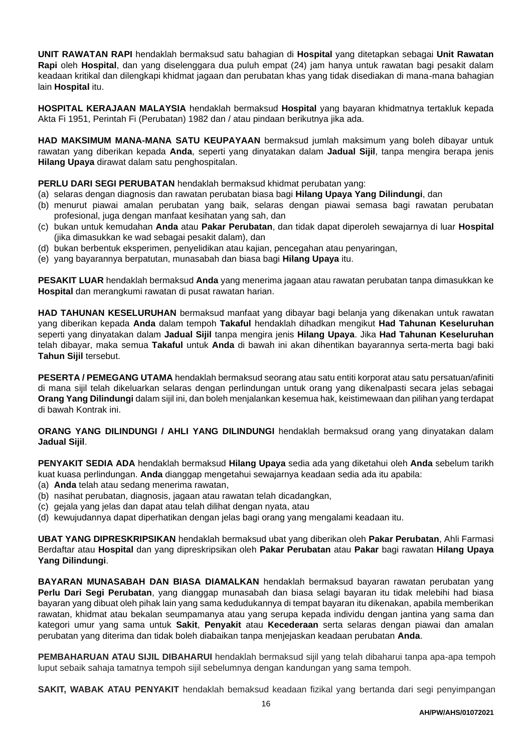**UNIT RAWATAN RAPI** hendaklah bermaksud satu bahagian di **Hospital** yang ditetapkan sebagai **Unit Rawatan Rapi** oleh **Hospital**, dan yang diselenggara dua puluh empat (24) jam hanya untuk rawatan bagi pesakit dalam keadaan kritikal dan dilengkapi khidmat jagaan dan perubatan khas yang tidak disediakan di mana-mana bahagian lain **Hospital** itu.

**HOSPITAL KERAJAAN MALAYSIA** hendaklah bermaksud **Hospital** yang bayaran khidmatnya tertakluk kepada Akta Fi 1951, Perintah Fi (Perubatan) 1982 dan / atau pindaan berikutnya jika ada.

**HAD MAKSIMUM MANA-MANA SATU KEUPAYAAN** bermaksud jumlah maksimum yang boleh dibayar untuk rawatan yang diberikan kepada **Anda**, seperti yang dinyatakan dalam **Jadual Sijil**, tanpa mengira berapa jenis **Hilang Upaya** dirawat dalam satu penghospitalan.

**PERLU DARI SEGI PERUBATAN** hendaklah bermaksud khidmat perubatan yang:
(a) selaras dengan diagnosis dan rawatan perubatan biasa bagi **Hilang Upaya Yang Dilindungi**, dan
(b) menurut piawai amalan perubatan yang baik, selaras dengan piawai semasa bagi rawatan perubatan profesional, juga dengan manfaat kesihatan yang sah, dan
(c) bukan untuk kemudahan **Anda** atau **Pakar Perubatan**, dan tidak dapat diperoleh sewajarnya di luar **Hospital** (jika dimasukkan ke wad sebagai pesakit dalam), dan
(d) bukan berbentuk eksperimen, penyelidikan atau kajian, pencegahan atau penyaringan,
(e) yang bayarannya berpatutan, munasabah dan biasa bagi **Hilang Upaya** itu.

**PESAKIT LUAR** hendaklah bermaksud **Anda** yang menerima jagaan atau rawatan perubatan tanpa dimasukkan ke **Hospital** dan merangkumi rawatan di pusat rawatan harian.

**HAD TAHUNAN KESELURUHAN** bermaksud manfaat yang dibayar bagi belanja yang dikenakan untuk rawatan yang diberikan kepada **Anda** dalam tempoh **Takaful** hendaklah dihadkan mengikut **Had Tahunan Keseluruhan** seperti yang dinyatakan dalam **Jadual Sijil** tanpa mengira jenis **Hilang Upaya**. Jika **Had Tahunan Keseluruhan** telah dibayar, maka semua **Takaful** untuk **Anda** di bawah ini akan dihentikan bayarannya serta-merta bagi baki **Tahun Sijil** tersebut.

**PESERTA / PEMEGANG UTAMA** hendaklah bermaksud seorang atau satu entiti korporat atau satu persatuan/afiniti di mana sijil telah dikeluarkan selaras dengan perlindungan untuk orang yang dikenalpasti secara jelas sebagai **Orang Yang Dilindungi** dalam sijil ini, dan boleh menjalankan kesemua hak, keistimewaan dan pilihan yang terdapat di bawah Kontrak ini.

**ORANG YANG DILINDUNGI / AHLI YANG DILINDUNGI** hendaklah bermaksud orang yang dinyatakan dalam **Jadual Sijil**.

**PENYAKIT SEDIA ADA** hendaklah bermaksud **Hilang Upaya** sedia ada yang diketahui oleh **Anda** sebelum tarikh kuat kuasa perlindungan. **Anda** dianggap mengetahui sewajarnya keadaan sedia ada itu apabila:
(a) **Anda** telah atau sedang menerima rawatan,
(b) nasihat perubatan, diagnosis, jagaan atau rawatan telah dicadangkan,
(c) gejala yang jelas dan dapat atau telah dilihat dengan nyata, atau
(d) kewujudannya dapat diperhatikan dengan jelas bagi orang yang mengalami keadaan itu.

**UBAT YANG DIPRESKRIPSIKAN** hendaklah bermaksud ubat yang diberikan oleh **Pakar Perubatan**, Ahli Farmasi Berdaftar atau **Hospital** dan yang dipreskripsikan oleh **Pakar Perubatan** atau **Pakar** bagi rawatan **Hilang Upaya Yang Dilindungi**.

**BAYARAN MUNASABAH DAN BIASA DIAMALKAN** hendaklah bermaksud bayaran rawatan perubatan yang **Perlu Dari Segi Perubatan**, yang dianggap munasabah dan biasa selagi bayaran itu tidak melebihi had biasa bayaran yang dibuat oleh pihak lain yang sama kedudukannya di tempat bayaran itu dikenakan, apabila memberikan rawatan, khidmat atau bekalan seumpamanya atau yang serupa kepada individu dengan jantina yang sama dan kategori umur yang sama untuk **Sakit**, **Penyakit** atau **Kecederaan** serta selaras dengan piawai dan amalan perubatan yang diterima dan tidak boleh diabaikan tanpa menjejaskan keadaan perubatan **Anda**.

**PEMBAHARUAN ATAU SIJIL DIBAHARUI** hendaklah bermaksud sijil yang telah dibaharui tanpa apa-apa tempoh luput sebaik sahaja tamatnya tempoh sijil sebelumnya dengan kandungan yang sama tempoh.

**SAKIT, WABAK ATAU PENYAKIT** hendaklah bemaksud keadaan fizikal yang bertanda dari segi penyimpangan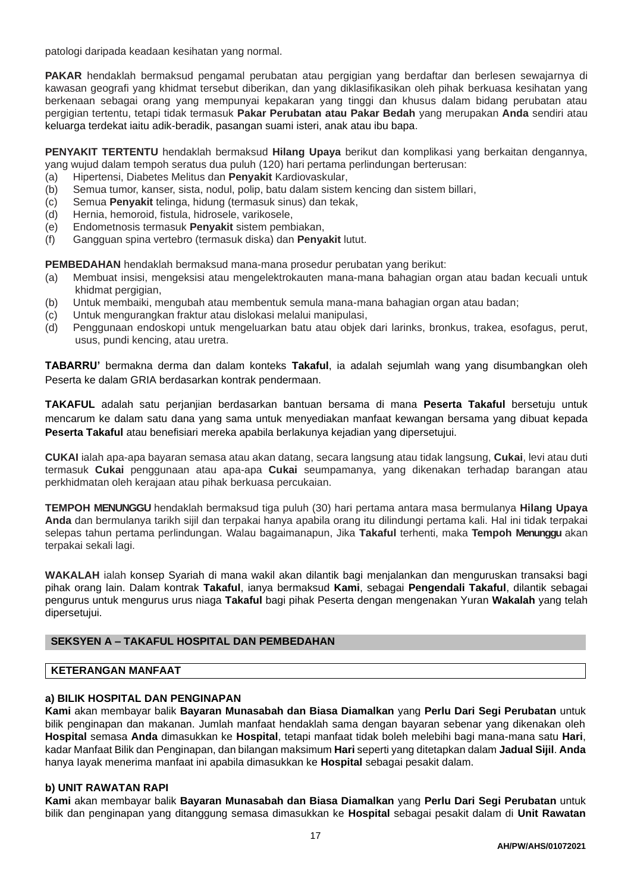patologi daripada keadaan kesihatan yang normal.

**PAKAR** hendaklah bermaksud pengamal perubatan atau pergigian yang berdaftar dan berlesen sewajarnya di kawasan geografi yang khidmat tersebut diberikan, dan yang diklasifikasikan oleh pihak berkuasa kesihatan yang berkenaan sebagai orang yang mempunyai kepakaran yang tinggi dan khusus dalam bidang perubatan atau pergigian tertentu, tetapi tidak termasuk **Pakar Perubatan atau Pakar Bedah** yang merupakan **Anda** sendiri atau keluarga terdekat iaitu adik-beradik, pasangan suami isteri, anak atau ibu bapa.

**PENYAKIT TERTENTU** hendaklah bermaksud **Hilang Upaya** berikut dan komplikasi yang berkaitan dengannya, yang wujud dalam tempoh seratus dua puluh (120) hari pertama perlindungan berterusan:

(a) Hipertensi, Diabetes Melitus dan **Penyakit** Kardiovaskular,
(b) Semua tumor, kanser, sista, nodul, polip, batu dalam sistem kencing dan sistem billari,
(c) Semua **Penyakit** telinga, hidung (termasuk sinus) dan tekak,
(d) Hernia, hemoroid, fistula, hidrosele, varikosele,
(e) Endometnosis termasuk **Penyakit** sistem pembiakan,
(f) Gangguan spina vertebro (termasuk diska) dan **Penyakit** lutut.

**PEMBEDAHAN** hendaklah bermaksud mana-mana prosedur perubatan yang berikut:

(a) Membuat insisi, mengeksisi atau mengelektrokauten mana-mana bahagian organ atau badan kecuali untuk khidmat pergigian,
(b) Untuk membaiki, mengubah atau membentuk semula mana-mana bahagian organ atau badan;
(c) Untuk mengurangkan fraktur atau dislokasi melalui manipulasi,
(d) Penggunaan endoskopi untuk mengeluarkan batu atau objek dari larinks, bronkus, trakea, esofagus, perut, usus, pundi kencing, atau uretra.

**TABARRU'** bermakna derma dan dalam konteks **Takaful**, ia adalah sejumlah wang yang disumbangkan oleh Peserta ke dalam GRIA berdasarkan kontrak pendermaan.

**TAKAFUL** adalah satu perjanjian berdasarkan bantuan bersama di mana **Peserta Takaful** bersetuju untuk mencarum ke dalam satu dana yang sama untuk menyediakan manfaat kewangan bersama yang dibuat kepada **Peserta Takaful** atau benefisiari mereka apabila berlakunya kejadian yang dipersetujui.

**CUKAI** ialah apa-apa bayaran semasa atau akan datang, secara langsung atau tidak langsung, **Cukai**, levi atau duti termasuk **Cukai** penggunaan atau apa-apa **Cukai** seumpamanya, yang dikenakan terhadap barangan atau perkhidmatan oleh kerajaan atau pihak berkuasa percukaian.

**TEMPOH MENUNGGU** hendaklah bermaksud tiga puluh (30) hari pertama antara masa bermulanya **Hilang Upaya Anda** dan bermulanya tarikh sijil dan terpakai hanya apabila orang itu dilindungi pertama kali. Hal ini tidak terpakai selepas tahun pertama perlindungan. Walau bagaimanapun, Jika **Takaful** terhenti, maka **Tempoh Menunggu** akan terpakai sekali lagi.

**WAKALAH** ialah konsep Syariah di mana wakil akan dilantik bagi menjalankan dan menguruskan transaksi bagi pihak orang lain. Dalam kontrak **Takaful**, ianya bermaksud **Kami**, sebagai **Pengendali Takaful**, dilantik sebagai pengurus untuk mengurus urus niaga **Takaful** bagi pihak Peserta dengan mengenakan Yuran **Wakalah** yang telah dipersetujui.

## SEKSYEN A – TAKAFUL HOSPITAL DAN PEMBEDAHAN

### KETERANGAN MANFAAT

**a) BILIK HOSPITAL DAN PENGINAPAN**

**Kami** akan membayar balik **Bayaran Munasabah dan Biasa Diamalkan** yang **Perlu Dari Segi Perubatan** untuk bilik penginapan dan makanan. Jumlah manfaat hendaklah sama dengan bayaran sebenar yang dikenakan oleh **Hospital** semasa **Anda** dimasukkan ke **Hospital**, tetapi manfaat tidak boleh melebihi bagi mana-mana satu **Hari**, kadar Manfaat Bilik dan Penginapan, dan bilangan maksimum **Hari** seperti yang ditetapkan dalam **Jadual Sijil**. **Anda** hanya Iayak menerima manfaat ini apabila dimasukkan ke **Hospital** sebagai pesakit dalam.

**b) UNIT RAWATAN RAPI**

**Kami** akan membayar balik **Bayaran Munasabah dan Biasa Diamalkan** yang **Perlu Dari Segi Perubatan** untuk bilik dan penginapan yang ditanggung semasa dimasukkan ke **Hospital** sebagai pesakit dalam di **Unit Rawatan**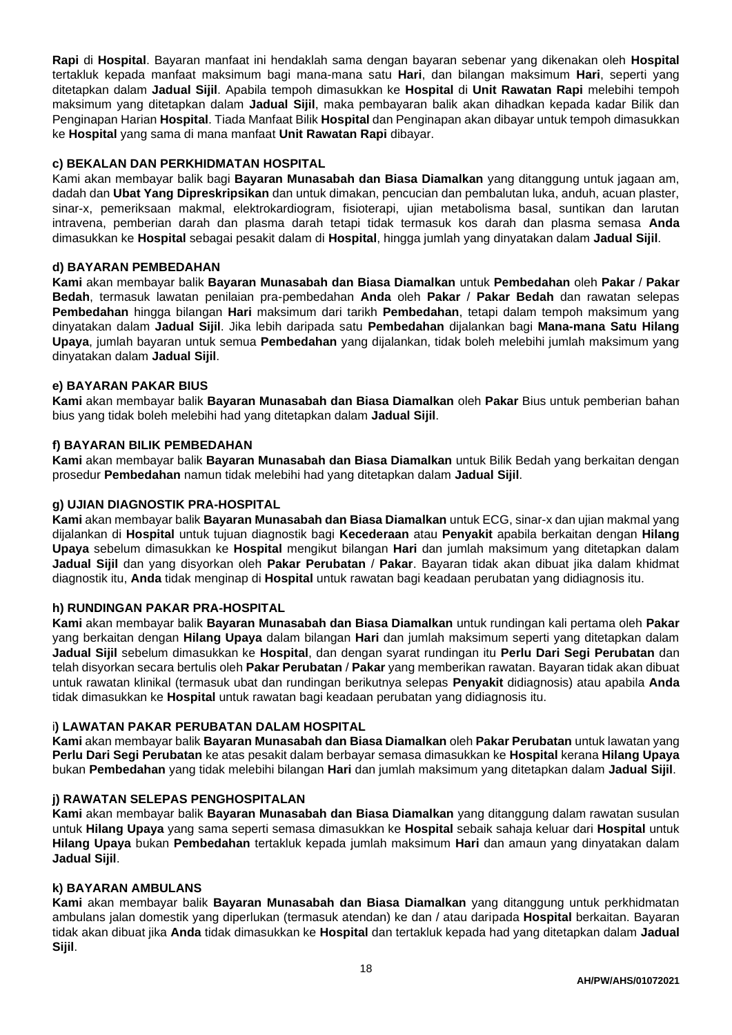**Rapi** di **Hospital**. Bayaran manfaat ini hendaklah sama dengan bayaran sebenar yang dikenakan oleh **Hospital** tertakluk kepada manfaat maksimum bagi mana-mana satu **Hari**, dan bilangan maksimum **Hari**, seperti yang ditetapkan dalam **Jadual Sijil**. Apabila tempoh dimasukkan ke **Hospital** di **Unit Rawatan Rapi** melebihi tempoh maksimum yang ditetapkan dalam **Jadual Sijil**, maka pembayaran balik akan dihadkan kepada kadar Bilik dan Penginapan Harian **Hospital**. Tiada Manfaat Bilik **Hospital** dan Penginapan akan dibayar untuk tempoh dimasukkan ke **Hospital** yang sama di mana manfaat **Unit Rawatan Rapi** dibayar.

**c) BEKALAN DAN PERKHIDMATAN HOSPITAL**

Kami akan membayar balik bagi **Bayaran Munasabah dan Biasa Diamalkan** yang ditanggung untuk jagaan am, dadah dan **Ubat Yang Dipreskripsikan** dan untuk dimakan, pencucian dan pembalutan luka, anduh, acuan plaster, sinar-x, pemeriksaan makmal, elektrokardiogram, fisioterapi, ujian metabolisma basal, suntikan dan larutan intravena, pemberian darah dan plasma darah tetapi tidak termasuk kos darah dan plasma semasa **Anda** dimasukkan ke **Hospital** sebagai pesakit dalam di **Hospital**, hingga jumlah yang dinyatakan dalam **Jadual Sijil**.

**d) BAYARAN PEMBEDAHAN**

**Kami** akan membayar balik **Bayaran Munasabah dan Biasa Diamalkan** untuk **Pembedahan** oleh **Pakar** / **Pakar Bedah**, termasuk lawatan penilaian pra-pembedahan **Anda** oleh **Pakar** / **Pakar Bedah** dan rawatan selepas **Pembedahan** hingga bilangan **Hari** maksimum dari tarikh **Pembedahan**, tetapi dalam tempoh maksimum yang dinyatakan dalam **Jadual Sijil**. Jika lebih daripada satu **Pembedahan** dijalankan bagi **Mana-mana Satu Hilang Upaya**, jumlah bayaran untuk semua **Pembedahan** yang dijalankan, tidak boleh melebihi jumlah maksimum yang dinyatakan dalam **Jadual Sijil**.

**e) BAYARAN PAKAR BIUS**

**Kami** akan membayar balik **Bayaran Munasabah dan Biasa Diamalkan** oleh **Pakar** Bius untuk pemberian bahan bius yang tidak boleh melebihi had yang ditetapkan dalam **Jadual Sijil**.

**f) BAYARAN BILIK PEMBEDAHAN**

**Kami** akan membayar balik **Bayaran Munasabah dan Biasa Diamalkan** untuk Bilik Bedah yang berkaitan dengan prosedur **Pembedahan** namun tidak melebihi had yang ditetapkan dalam **Jadual Sijil**.

**g) UJIAN DIAGNOSTIK PRA-HOSPITAL**

**Kami** akan membayar balik **Bayaran Munasabah dan Biasa Diamalkan** untuk ECG, sinar-x dan ujian makmal yang dijalankan di **Hospital** untuk tujuan diagnostik bagi **Kecederaan** atau **Penyakit** apabila berkaitan dengan **Hilang Upaya** sebelum dimasukkan ke **Hospital** mengikut bilangan **Hari** dan jumlah maksimum yang ditetapkan dalam **Jadual Sijil** dan yang disyorkan oleh **Pakar Perubatan** / **Pakar**. Bayaran tidak akan dibuat jika dalam khidmat diagnostik itu, **Anda** tidak menginap di **Hospital** untuk rawatan bagi keadaan perubatan yang didiagnosis itu.

**h) RUNDINGAN PAKAR PRA-HOSPITAL**

**Kami** akan membayar balik **Bayaran Munasabah dan Biasa Diamalkan** untuk rundingan kali pertama oleh **Pakar** yang berkaitan dengan **Hilang Upaya** dalam bilangan **Hari** dan jumlah maksimum seperti yang ditetapkan dalam **Jadual Sijil** sebelum dimasukkan ke **Hospital**, dan dengan syarat rundingan itu **Perlu Dari Segi Perubatan** dan telah disyorkan secara bertulis oleh **Pakar Perubatan** / **Pakar** yang memberikan rawatan. Bayaran tidak akan dibuat untuk rawatan klinikal (termasuk ubat dan rundingan berikutnya selepas **Penyakit** didiagnosis) atau apabila **Anda** tidak dimasukkan ke **Hospital** untuk rawatan bagi keadaan perubatan yang didiagnosis itu.

**i) LAWATAN PAKAR PERUBATAN DALAM HOSPITAL**

**Kami** akan membayar balik **Bayaran Munasabah dan Biasa Diamalkan** oleh **Pakar Perubatan** untuk lawatan yang **Perlu Dari Segi Perubatan** ke atas pesakit dalam berbayar semasa dimasukkan ke **Hospital** kerana **Hilang Upaya** bukan **Pembedahan** yang tidak melebihi bilangan **Hari** dan jumlah maksimum yang ditetapkan dalam **Jadual Sijil**.

**j) RAWATAN SELEPAS PENGHOSPITALAN**

**Kami** akan membayar balik **Bayaran Munasabah dan Biasa Diamalkan** yang ditanggung dalam rawatan susulan untuk **Hilang Upaya** yang sama seperti semasa dimasukkan ke **Hospital** sebaik sahaja keluar dari **Hospital** untuk **Hilang Upaya** bukan **Pembedahan** tertakluk kepada jumlah maksimum **Hari** dan amaun yang dinyatakan dalam **Jadual Sijil**.

**k) BAYARAN AMBULANS**

**Kami** akan membayar balik **Bayaran Munasabah dan Biasa Diamalkan** yang ditanggung untuk perkhidmatan ambulans jalan domestik yang diperlukan (termasuk atendan) ke dan / atau daripada **Hospital** berkaitan. Bayaran tidak akan dibuat jika **Anda** tidak dimasukkan ke **Hospital** dan tertakluk kepada had yang ditetapkan dalam **Jadual Sijil**.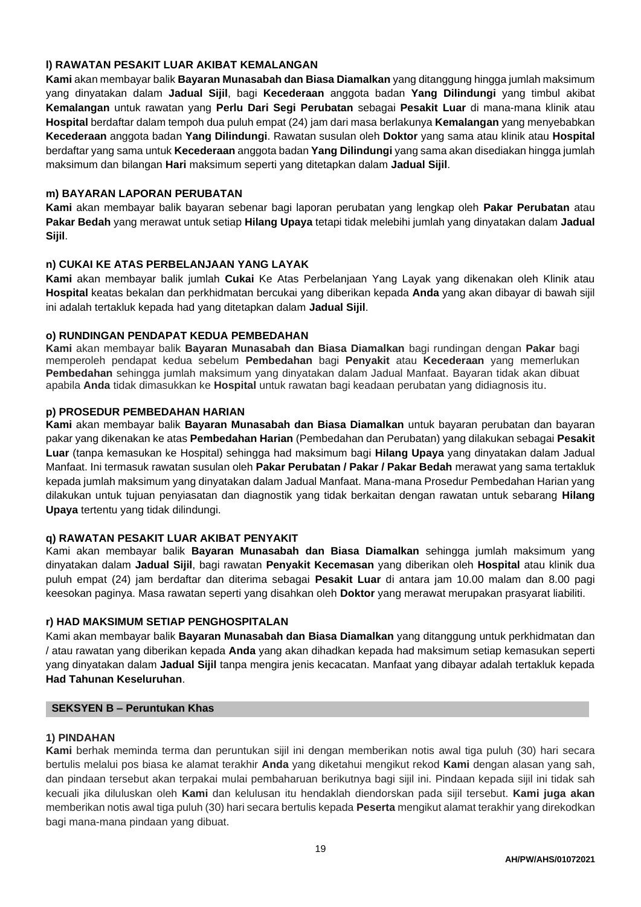#### l) RAWATAN PESAKIT LUAR AKIBAT KEMALANGAN

**Kami** akan membayar balik **Bayaran Munasabah dan Biasa Diamalkan** yang ditanggung hingga jumlah maksimum yang dinyatakan dalam **Jadual Sijil**, bagi **Kecederaan** anggota badan **Yang Dilindungi** yang timbul akibat **Kemalangan** untuk rawatan yang **Perlu Dari Segi Perubatan** sebagai **Pesakit Luar** di mana-mana klinik atau **Hospital** berdaftar dalam tempoh dua puluh empat (24) jam dari masa berlakunya **Kemalangan** yang menyebabkan **Kecederaan** anggota badan **Yang Dilindungi**. Rawatan susulan oleh **Doktor** yang sama atau klinik atau **Hospital** berdaftar yang sama untuk **Kecederaan** anggota badan **Yang Dilindungi** yang sama akan disediakan hingga jumlah maksimum dan bilangan **Hari** maksimum seperti yang ditetapkan dalam **Jadual Sijil**.

#### m) BAYARAN LAPORAN PERUBATAN

**Kami** akan membayar balik bayaran sebenar bagi laporan perubatan yang lengkap oleh **Pakar Perubatan** atau **Pakar Bedah** yang merawat untuk setiap **Hilang Upaya** tetapi tidak melebihi jumlah yang dinyatakan dalam **Jadual Sijil**.

#### n) CUKAI KE ATAS PERBELANJAAN YANG LAYAK

**Kami** akan membayar balik jumlah **Cukai** Ke Atas Perbelanjaan Yang Layak yang dikenakan oleh Klinik atau **Hospital** keatas bekalan dan perkhidmatan bercukai yang diberikan kepada **Anda** yang akan dibayar di bawah sijil ini adalah tertakluk kepada had yang ditetapkan dalam **Jadual Sijil**.

#### o) RUNDINGAN PENDAPAT KEDUA PEMBEDAHAN

**Kami** akan membayar balik **Bayaran Munasabah dan Biasa Diamalkan** bagi rundingan dengan **Pakar** bagi memperoleh pendapat kedua sebelum **Pembedahan** bagi **Penyakit** atau **Kecederaan** yang memerlukan **Pembedahan** sehingga jumlah maksimum yang dinyatakan dalam Jadual Manfaat. Bayaran tidak akan dibuat apabila **Anda** tidak dimasukkan ke **Hospital** untuk rawatan bagi keadaan perubatan yang didiagnosis itu.

#### p) PROSEDUR PEMBEDAHAN HARIAN

**Kami** akan membayar balik **Bayaran Munasabah dan Biasa Diamalkan** untuk bayaran perubatan dan bayaran pakar yang dikenakan ke atas **Pembedahan Harian** (Pembedahan dan Perubatan) yang dilakukan sebagai **Pesakit Luar** (tanpa kemasukan ke Hospital) sehingga had maksimum bagi **Hilang Upaya** yang dinyatakan dalam Jadual Manfaat. Ini termasuk rawatan susulan oleh **Pakar Perubatan / Pakar / Pakar Bedah** merawat yang sama tertakluk kepada jumlah maksimum yang dinyatakan dalam Jadual Manfaat. Mana-mana Prosedur Pembedahan Harian yang dilakukan untuk tujuan penyiasatan dan diagnostik yang tidak berkaitan dengan rawatan untuk sebarang **Hilang Upaya** tertentu yang tidak dilindungi.

#### q) RAWATAN PESAKIT LUAR AKIBAT PENYAKIT

Kami akan membayar balik **Bayaran Munasabah dan Biasa Diamalkan** sehingga jumlah maksimum yang dinyatakan dalam **Jadual Sijil**, bagi rawatan **Penyakit Kecemasan** yang diberikan oleh **Hospital** atau klinik dua puluh empat (24) jam berdaftar dan diterima sebagai **Pesakit Luar** di antara jam 10.00 malam dan 8.00 pagi keesokan paginya. Masa rawatan seperti yang disahkan oleh **Doktor** yang merawat merupakan prasyarat liabiliti.

#### r) HAD MAKSIMUM SETIAP PENGHOSPITALAN

Kami akan membayar balik **Bayaran Munasabah dan Biasa Diamalkan** yang ditanggung untuk perkhidmatan dan / atau rawatan yang diberikan kepada **Anda** yang akan dihadkan kepada had maksimum setiap kemasukan seperti yang dinyatakan dalam **Jadual Sijil** tanpa mengira jenis kecacatan. Manfaat yang dibayar adalah tertakluk kepada **Had Tahunan Keseluruhan**.

### SEKSYEN B – Peruntukan Khas

#### 1) PINDAHAN

**Kami** berhak meminda terma dan peruntukan sijil ini dengan memberikan notis awal tiga puluh (30) hari secara bertulis melalui pos biasa ke alamat terakhir **Anda** yang diketahui mengikut rekod **Kami** dengan alasan yang sah, dan pindaan tersebut akan terpakai mulai pembaharuan berikutnya bagi sijil ini. Pindaan kepada sijil ini tidak sah kecuali jika diluluskan oleh **Kami** dan kelulusan itu hendaklah diendorskan pada sijil tersebut. **Kami juga akan** memberikan notis awal tiga puluh (30) hari secara bertulis kepada **Peserta** mengikut alamat terakhir yang direkodkan bagi mana-mana pindaan yang dibuat.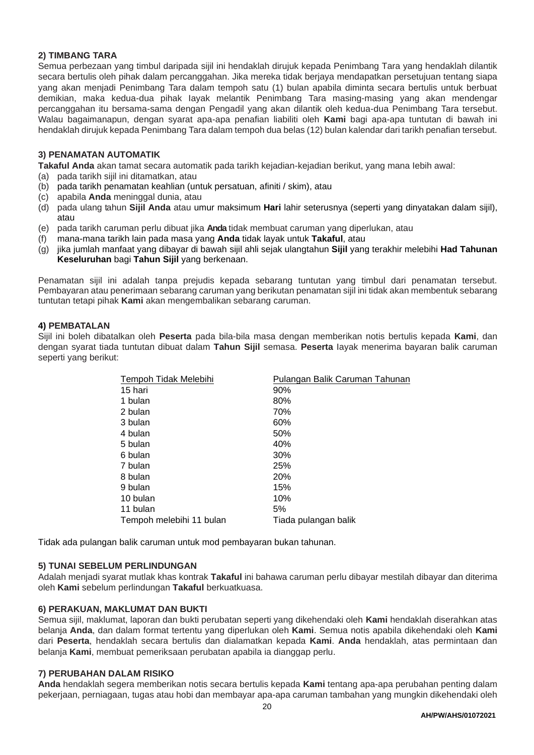**2) TIMBANG TARA**

Semua perbezaan yang timbul daripada sijil ini hendaklah dirujuk kepada Penimbang Tara yang hendaklah dilantik secara bertulis oleh pihak dalam percanggahan. Jika mereka tidak berjaya mendapatkan persetujuan tentang siapa yang akan menjadi Penimbang Tara dalam tempoh satu (1) bulan apabila diminta secara bertulis untuk berbuat demikian, maka kedua-dua pihak layak melantik Penimbang Tara masing-masing yang akan mendengar percanggahan itu bersama-sama dengan Pengadil yang akan dilantik oleh kedua-dua Penimbang Tara tersebut. Walau bagaimanapun, dengan syarat apa-apa penafian liabiliti oleh **Kami** bagi apa-apa tuntutan di bawah ini hendaklah dirujuk kepada Penimbang Tara dalam tempoh dua belas (12) bulan kalendar dari tarikh penafian tersebut.

**3) PENAMATAN AUTOMATIK**

**Takaful Anda** akan tamat secara automatik pada tarikh kejadian-kejadian berikut, yang mana lebih awal:

(a) pada tarikh sijil ini ditamatkan, atau
(b) pada tarikh penamatan keahlian (untuk persatuan, afiniti / skim), atau
(c) apabila **Anda** meninggal dunia, atau
(d) pada ulang tahun **Sijil Anda** atau umur maksimum **Hari** lahir seterusnya (seperti yang dinyatakan dalam sijil), atau
(e) pada tarikh caruman perlu dibuat jika **Anda** tidak membuat caruman yang diperlukan, atau
(f) mana-mana tarikh lain pada masa yang **Anda** tidak layak untuk **Takaful**, atau
(g) jika jumlah manfaat yang dibayar di bawah sijil ahli sejak ulangtahun **Sijil** yang terakhir melebihi **Had Tahunan Keseluruhan** bagi **Tahun Sijil** yang berkenaan.

Penamatan sijil ini adalah tanpa prejudis kepada sebarang tuntutan yang timbul dari penamatan tersebut. Pembayaran atau penerimaan sebarang caruman yang berikutan penamatan sijil ini tidak akan membentuk sebarang tuntutan tetapi pihak **Kami** akan mengembalikan sebarang caruman.

**4) PEMBATALAN**

Sijil ini boleh dibatalkan oleh **Peserta** pada bila-bila masa dengan memberikan notis bertulis kepada **Kami**, dan dengan syarat tiada tuntutan dibuat dalam **Tahun Sijil** semasa. **Peserta** layak menerima bayaran balik caruman seperti yang berikut:

| Tempoh Tidak Melebihi | Pulangan Balik Caruman Tahunan |
|---|---|
| 15 hari | 90% |
| 1 bulan | 80% |
| 2 bulan | 70% |
| 3 bulan | 60% |
| 4 bulan | 50% |
| 5 bulan | 40% |
| 6 bulan | 30% |
| 7 bulan | 25% |
| 8 bulan | 20% |
| 9 bulan | 15% |
| 10 bulan | 10% |
| 11 bulan | 5% |
| Tempoh melebihi 11 bulan | Tiada pulangan balik |

Tidak ada pulangan balik caruman untuk mod pembayaran bukan tahunan.

**5) TUNAI SEBELUM PERLINDUNGAN**

Adalah menjadi syarat mutlak khas kontrak **Takaful** ini bahawa caruman perlu dibayar mestilah dibayar dan diterima oleh **Kami** sebelum perlindungan **Takaful** berkuatkuasa.

**6) PERAKUAN, MAKLUMAT DAN BUKTI**

Semua sijil, maklumat, laporan dan bukti perubatan seperti yang dikehendaki oleh **Kami** hendaklah diserahkan atas belanja **Anda**, dan dalam format tertentu yang diperlukan oleh **Kami**. Semua notis apabila dikehendaki oleh **Kami** dari **Peserta**, hendaklah secara bertulis dan dialamatkan kepada **Kami**. **Anda** hendaklah, atas permintaan dan belanja **Kami**, membuat pemeriksaan perubatan apabila ia dianggap perlu.

**7) PERUBAHAN DALAM RISIKO**

**Anda** hendaklah segera memberikan notis secara bertulis kepada **Kami** tentang apa-apa perubahan penting dalam pekerjaan, perniagaan, tugas atau hobi dan membayar apa-apa caruman tambahan yang mungkin dikehendaki oleh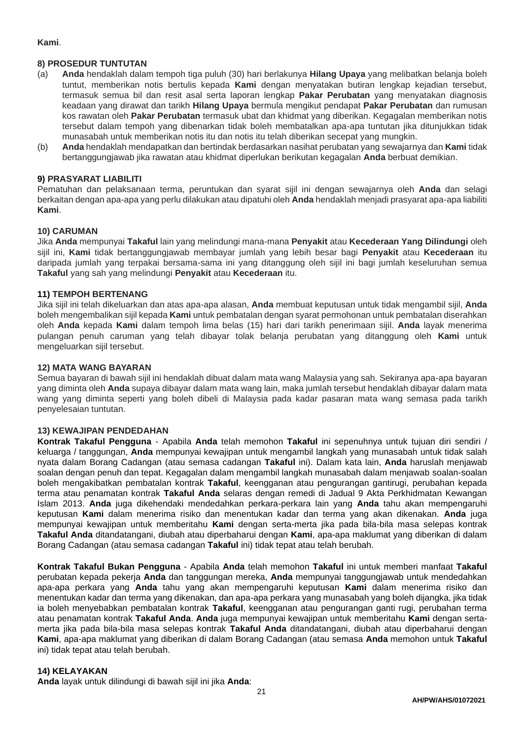**Kami**.

**8) PROSEDUR TUNTUTAN**

(a) **Anda** hendaklah dalam tempoh tiga puluh (30) hari berlakunya **Hilang Upaya** yang melibatkan belanja boleh tuntut, memberikan notis bertulis kepada **Kami** dengan menyatakan butiran lengkap kejadian tersebut, termasuk semua bil dan resit asal serta laporan lengkap **Pakar Perubatan** yang menyatakan diagnosis keadaan yang dirawat dan tarikh **Hilang Upaya** bermula mengikut pendapat **Pakar Perubatan** dan rumusan kos rawatan oleh **Pakar Perubatan** termasuk ubat dan khidmat yang diberikan. Kegagalan memberikan notis tersebut dalam tempoh yang dibenarkan tidak boleh membatalkan apa-apa tuntutan jika ditunjukkan tidak munasabah untuk memberikan notis itu dan notis itu telah diberikan secepat yang mungkin.

(b) **Anda** hendaklah mendapatkan dan bertindak berdasarkan nasihat perubatan yang sewajarnya dan **Kami** tidak bertanggungjawab jika rawatan atau khidmat diperlukan berikutan kegagalan **Anda** berbuat demikian.

**9) PRASYARAT LIABILITI**

Pematuhan dan pelaksanaan terma, peruntukan dan syarat sijil ini dengan sewajarnya oleh **Anda** dan selagi berkaitan dengan apa-apa yang perlu dilakukan atau dipatuhi oleh **Anda** hendaklah menjadi prasyarat apa-apa liabiliti **Kami**.

**10) CARUMAN**

Jika **Anda** mempunyai **Takaful** lain yang melindungi mana-mana **Penyakit** atau **Kecederaan Yang Dilindungi** oleh sijil ini, **Kami** tidak bertanggungjawab membayar jumlah yang lebih besar bagi **Penyakit** atau **Kecederaan** itu daripada jumlah yang terpakai bersama-sama ini yang ditanggung oleh sijil ini bagi jumlah keseluruhan semua **Takaful** yang sah yang melindungi **Penyakit** atau **Kecederaan** itu.

**11) TEMPOH BERTENANG**

Jika sijil ini telah dikeluarkan dan atas apa-apa alasan, **Anda** membuat keputusan untuk tidak mengambil sijil, **Anda** boleh mengembalikan sijil kepada **Kami** untuk pembatalan dengan syarat permohonan untuk pembatalan diserahkan oleh **Anda** kepada **Kami** dalam tempoh lima belas (15) hari dari tarikh penerimaan sijil. **Anda** layak menerima pulangan penuh caruman yang telah dibayar tolak belanja perubatan yang ditanggung oleh **Kami** untuk mengeluarkan sijil tersebut.

**12) MATA WANG BAYARAN**

Semua bayaran di bawah sijil ini hendaklah dibuat dalam mata wang Malaysia yang sah. Sekiranya apa-apa bayaran yang diminta oleh **Anda** supaya dibayar dalam mata wang lain, maka jumlah tersebut hendaklah dibayar dalam mata wang yang diminta seperti yang boleh dibeli di Malaysia pada kadar pasaran mata wang semasa pada tarikh penyelesaian tuntutan.

**13) KEWAJIPAN PENDEDAHAN**

**Kontrak Takaful Pengguna** - Apabila **Anda** telah memohon **Takaful** ini sepenuhnya untuk tujuan diri sendiri / keluarga / tanggungan, **Anda** mempunyai kewajipan untuk mengambil langkah yang munasabah untuk tidak salah nyata dalam Borang Cadangan (atau semasa cadangan **Takaful** ini). Dalam kata lain, **Anda** haruslah menjawab soalan dengan penuh dan tepat. Kegagalan dalam mengambil langkah munasabah dalam menjawab soalan-soalan boleh mengakibatkan pembatalan kontrak **Takaful**, keengganan atau pengurangan gantirugi, perubahan kepada terma atau penamatan kontrak **Takaful Anda** selaras dengan remedi di Jadual 9 Akta Perkhidmatan Kewangan Islam 2013. **Anda** juga dikehendaki mendedahkan perkara-perkara lain yang **Anda** tahu akan mempengaruhi keputusan **Kami** dalam menerima risiko dan menentukan kadar dan terma yang akan dikenakan. **Anda** juga mempunyai kewajipan untuk memberitahu **Kami** dengan serta-merta jika pada bila-bila masa selepas kontrak **Takaful Anda** ditandatangani, diubah atau diperbaharui dengan **Kami**, apa-apa maklumat yang diberikan di dalam Borang Cadangan (atau semasa cadangan **Takaful** ini) tidak tepat atau telah berubah.

**Kontrak Takaful Bukan Pengguna** - Apabila **Anda** telah memohon **Takaful** ini untuk memberi manfaat **Takaful** perubatan kepada pekerja **Anda** dan tanggungan mereka, **Anda** mempunyai tanggungjawab untuk mendedahkan apa-apa perkara yang **Anda** tahu yang akan mempengaruhi keputusan **Kami** dalam menerima risiko dan menentukan kadar dan terma yang dikenakan, dan apa-apa perkara yang munasabah yang boleh dijangka, jika tidak ia boleh menyebabkan pembatalan kontrak **Takaful**, keengganan atau pengurangan ganti rugi, perubahan terma atau penamatan kontrak **Takaful Anda**. **Anda** juga mempunyai kewajipan untuk memberitahu **Kami** dengan serta-merta jika pada bila-bila masa selepas kontrak **Takaful Anda** ditandatangani, diubah atau diperbaharui dengan **Kami**, apa-apa maklumat yang diberikan di dalam Borang Cadangan (atau semasa **Anda** memohon untuk **Takaful** ini) tidak tepat atau telah berubah.

**14) KELAYAKAN**

**Anda** layak untuk dilindungi di bawah sijil ini jika **Anda**: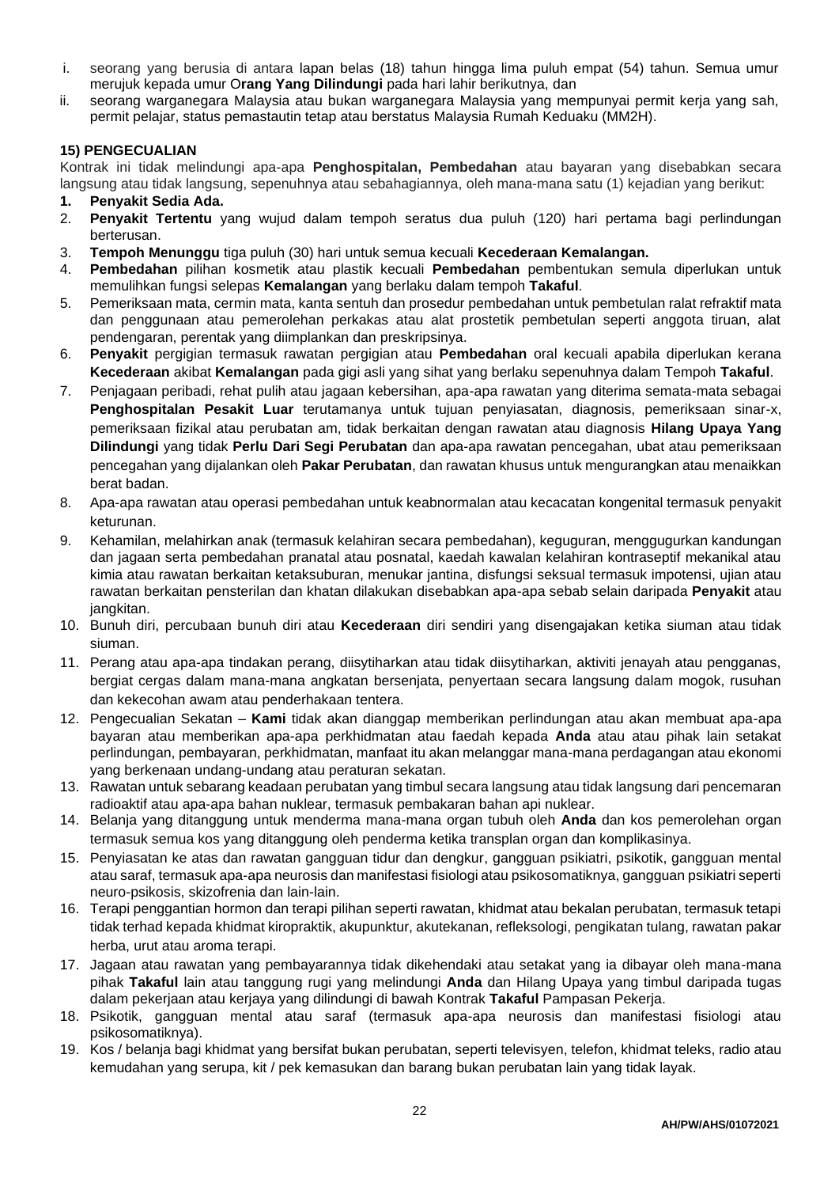i. seorang yang berusia di antara lapan belas (18) tahun hingga lima puluh empat (54) tahun. Semua umur merujuk kepada umur O**rang Yang Dilindungi** pada hari lahir berikutnya, dan
ii. seorang warganegara Malaysia atau bukan warganegara Malaysia yang mempunyai permit kerja yang sah, permit pelajar, status pemastautin tetap atau berstatus Malaysia Rumah Keduaku (MM2H).

**15) PENGECUALIAN**

Kontrak ini tidak melindungi apa-apa **Penghospitalan, Pembedahan** atau bayaran yang disebabkan secara langsung atau tidak langsung, sepenuhnya atau sebahagiannya, oleh mana-mana satu (1) kejadian yang berikut:

1. **Penyakit Sedia Ada.**
2. **Penyakit Tertentu** yang wujud dalam tempoh seratus dua puluh (120) hari pertama bagi perlindungan berterusan.
3. **Tempoh Menunggu** tiga puluh (30) hari untuk semua kecuali **Kecederaan Kemalangan.**
4. **Pembedahan** pilihan kosmetik atau plastik kecuali **Pembedahan** pembentukan semula diperlukan untuk memulihkan fungsi selepas **Kemalangan** yang berlaku dalam tempoh **Takaful**.
5. Pemeriksaan mata, cermin mata, kanta sentuh dan prosedur pembedahan untuk pembetulan ralat refraktif mata dan penggunaan atau pemerolehan perkakas atau alat prostetik pembetulan seperti anggota tiruan, alat pendengaran, perentak yang diimplankan dan preskripsinya.
6. **Penyakit** pergigian termasuk rawatan pergigian atau **Pembedahan** oral kecuali apabila diperlukan kerana **Kecederaan** akibat **Kemalangan** pada gigi asli yang sihat yang berlaku sepenuhnya dalam Tempoh **Takaful**.
7. Penjagaan peribadi, rehat pulih atau jagaan kebersihan, apa-apa rawatan yang diterima semata-mata sebagai **Penghospitalan Pesakit Luar** terutamanya untuk tujuan penyiasatan, diagnosis, pemeriksaan sinar-x, pemeriksaan fizikal atau perubatan am, tidak berkaitan dengan rawatan atau diagnosis **Hilang Upaya Yang Dilindungi** yang tidak **Perlu Dari Segi Perubatan** dan apa-apa rawatan pencegahan, ubat atau pemeriksaan pencegahan yang dijalankan oleh **Pakar Perubatan**, dan rawatan khusus untuk mengurangkan atau menaikkan berat badan.
8. Apa-apa rawatan atau operasi pembedahan untuk keabnormalan atau kecacatan kongenital termasuk penyakit keturunan.
9. Kehamilan, melahirkan anak (termasuk kelahiran secara pembedahan), keguguran, menggugurkan kandungan dan jagaan serta pembedahan pranatal atau posnatal, kaedah kawalan kelahiran kontraseptif mekanikal atau kimia atau rawatan berkaitan ketaksuburan, menukar jantina, disfungsi seksual termasuk impotensi, ujian atau rawatan berkaitan pensterilan dan khatan dilakukan disebabkan apa-apa sebab selain daripada **Penyakit** atau jangkitan.
10. Bunuh diri, percubaan bunuh diri atau **Kecederaan** diri sendiri yang disengajakan ketika siuman atau tidak siuman.
11. Perang atau apa-apa tindakan perang, diisytiharkan atau tidak diisytiharkan, aktiviti jenayah atau pengganas, bergiat cergas dalam mana-mana angkatan bersenjata, penyertaan secara langsung dalam mogok, rusuhan dan kekecohan awam atau penderhakaan tentera.
12. Pengecualian Sekatan – **Kami** tidak akan dianggap memberikan perlindungan atau akan membuat apa-apa bayaran atau memberikan apa-apa perkhidmatan atau faedah kepada **Anda** atau atau pihak lain setakat perlindungan, pembayaran, perkhidmatan, manfaat itu akan melanggar mana-mana perdagangan atau ekonomi yang berkenaan undang-undang atau peraturan sekatan.
13. Rawatan untuk sebarang keadaan perubatan yang timbul secara langsung atau tidak langsung dari pencemaran radioaktif atau apa-apa bahan nuklear, termasuk pembakaran bahan api nuklear.
14. Belanja yang ditanggung untuk menderma mana-mana organ tubuh oleh **Anda** dan kos pemerolehan organ termasuk semua kos yang ditanggung oleh penderma ketika transplan organ dan komplikasinya.
15. Penyiasatan ke atas dan rawatan gangguan tidur dan dengkur, gangguan psikiatri, psikotik, gangguan mental atau saraf, termasuk apa-apa neurosis dan manifestasi fisiologi atau psikosomatiknya, gangguan psikiatri seperti neuro-psikosis, skizofrenia dan lain-lain.
16. Terapi penggantian hormon dan terapi pilihan seperti rawatan, khidmat atau bekalan perubatan, termasuk tetapi tidak terhad kepada khidmat kiropraktik, akupunktur, akutekanan, refleksologi, pengikatan tulang, rawatan pakar herba, urut atau aroma terapi.
17. Jagaan atau rawatan yang pembayarannya tidak dikehendaki atau setakat yang ia dibayar oleh mana-mana pihak **Takaful** lain atau tanggung rugi yang melindungi **Anda** dan Hilang Upaya yang timbul daripada tugas dalam pekerjaan atau kerjaya yang dilindungi di bawah Kontrak **Takaful** Pampasan Pekerja.
18. Psikotik, gangguan mental atau saraf (termasuk apa-apa neurosis dan manifestasi fisiologi atau psikosomatiknya).
19. Kos / belanja bagi khidmat yang bersifat bukan perubatan, seperti televisyen, telefon, khidmat teleks, radio atau kemudahan yang serupa, kit / pek kemasukan dan barang bukan perubatan lain yang tidak layak.

**AH/PW/AHS/01072021**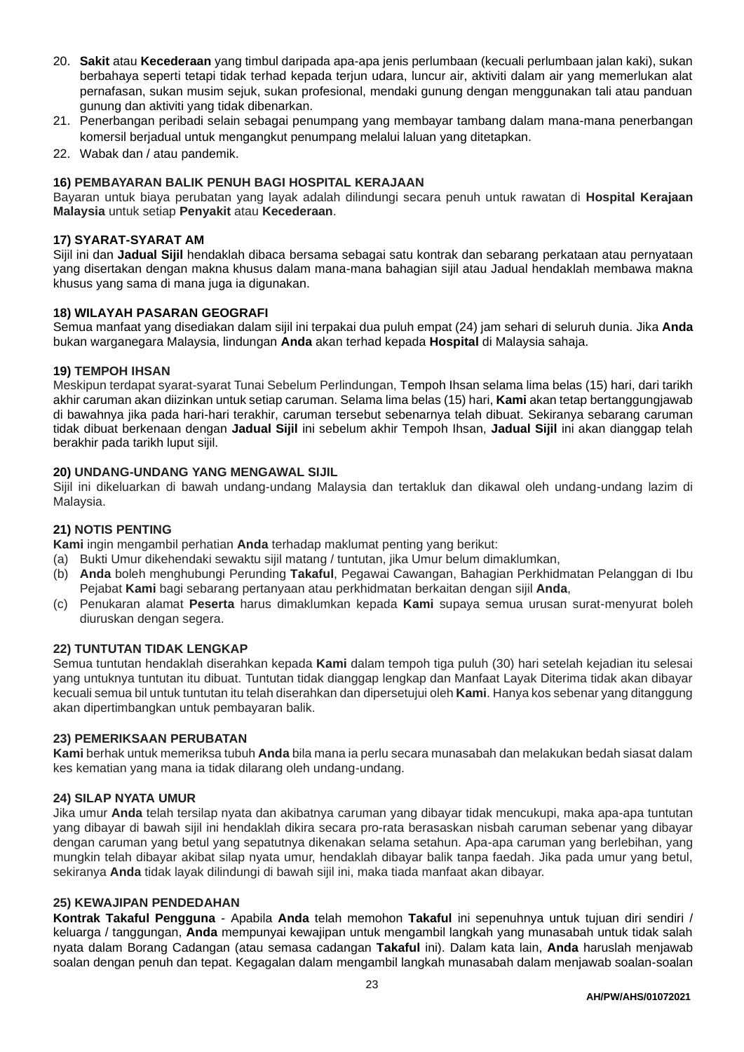20. **Sakit** atau **Kecederaan** yang timbul daripada apa-apa jenis perlumbaan (kecuali perlumbaan jalan kaki), sukan berbahaya seperti tetapi tidak terhad kepada terjun udara, luncur air, aktiviti dalam air yang memerlukan alat pernafasan, sukan musim sejuk, sukan profesional, mendaki gunung dengan menggunakan tali atau panduan gunung dan aktiviti yang tidak dibenarkan.
21. Penerbangan peribadi selain sebagai penumpang yang membayar tambang dalam mana-mana penerbangan komersil berjadual untuk mengangkut penumpang melalui laluan yang ditetapkan.
22. Wabak dan / atau pandemik.

**16) PEMBAYARAN BALIK PENUH BAGI HOSPITAL KERAJAAN**

Bayaran untuk biaya perubatan yang layak adalah dilindungi secara penuh untuk rawatan di **Hospital Kerajaan Malaysia** untuk setiap **Penyakit** atau **Kecederaan**.

**17) SYARAT-SYARAT AM**

Sijil ini dan **Jadual Sijil** hendaklah dibaca bersama sebagai satu kontrak dan sebarang perkataan atau pernyataan yang disertakan dengan makna khusus dalam mana-mana bahagian sijil atau Jadual hendaklah membawa makna khusus yang sama di mana juga ia digunakan.

**18) WILAYAH PASARAN GEOGRAFI**

Semua manfaat yang disediakan dalam sijil ini terpakai dua puluh empat (24) jam sehari di seluruh dunia. Jika **Anda** bukan warganegara Malaysia, lindungan **Anda** akan terhad kepada **Hospital** di Malaysia sahaja.

**19) TEMPOH IHSAN**

Meskipun terdapat syarat-syarat Tunai Sebelum Perlindungan, Tempoh Ihsan selama lima belas (15) hari, dari tarikh akhir caruman akan diizinkan untuk setiap caruman. Selama lima belas (15) hari, **Kami** akan tetap bertanggungjawab di bawahnya jika pada hari-hari terakhir, caruman tersebut sebenarnya telah dibuat. Sekiranya sebarang caruman tidak dibuat berkenaan dengan **Jadual Sijil** ini sebelum akhir Tempoh Ihsan, **Jadual Sijil** ini akan dianggap telah berakhir pada tarikh luput sijil.

**20) UNDANG-UNDANG YANG MENGAWAL SIJIL**

Sijil ini dikeluarkan di bawah undang-undang Malaysia dan tertakluk dan dikawal oleh undang-undang lazim di Malaysia.

**21) NOTIS PENTING**

**Kami** ingin mengambil perhatian **Anda** terhadap maklumat penting yang berikut:

(a) Bukti Umur dikehendaki sewaktu sijil matang / tuntutan, jika Umur belum dimaklumkan,
(b) **Anda** boleh menghubungi Perunding **Takaful**, Pegawai Cawangan, Bahagian Perkhidmatan Pelanggan di Ibu Pejabat **Kami** bagi sebarang pertanyaan atau perkhidmatan berkaitan dengan sijil **Anda**,
(c) Penukaran alamat **Peserta** harus dimaklumkan kepada **Kami** supaya semua urusan surat-menyurat boleh diuruskan dengan segera.

**22) TUNTUTAN TIDAK LENGKAP**

Semua tuntutan hendaklah diserahkan kepada **Kami** dalam tempoh tiga puluh (30) hari setelah kejadian itu selesai yang untuknya tuntutan itu dibuat. Tuntutan tidak dianggap lengkap dan Manfaat Layak Diterima tidak akan dibayar kecuali semua bil untuk tuntutan itu telah diserahkan dan dipersetujui oleh **Kami**. Hanya kos sebenar yang ditanggung akan dipertimbangkan untuk pembayaran balik.

**23) PEMERIKSAAN PERUBATAN**

**Kami** berhak untuk memeriksa tubuh **Anda** bila mana ia perlu secara munasabah dan melakukan bedah siasat dalam kes kematian yang mana ia tidak dilarang oleh undang-undang.

**24) SILAP NYATA UMUR**

Jika umur **Anda** telah tersilap nyata dan akibatnya caruman yang dibayar tidak mencukupi, maka apa-apa tuntutan yang dibayar di bawah sijil ini hendaklah dikira secara pro-rata berasaskan nisbah caruman sebenar yang dibayar dengan caruman yang betul yang sepatutnya dikenakan selama setahun. Apa-apa caruman yang berlebihan, yang mungkin telah dibayar akibat silap nyata umur, hendaklah dibayar balik tanpa faedah. Jika pada umur yang betul, sekiranya **Anda** tidak layak dilindungi di bawah sijil ini, maka tiada manfaat akan dibayar.

**25) KEWAJIPAN PENDEDAHAN**

**Kontrak Takaful Pengguna** - Apabila **Anda** telah memohon **Takaful** ini sepenuhnya untuk tujuan diri sendiri / keluarga / tanggungan, **Anda** mempunyai kewajipan untuk mengambil langkah yang munasabah untuk tidak salah nyata dalam Borang Cadangan (atau semasa cadangan **Takaful** ini). Dalam kata lain, **Anda** haruslah menjawab soalan dengan penuh dan tepat. Kegagalan dalam mengambil langkah munasabah dalam menjawab soalan-soalan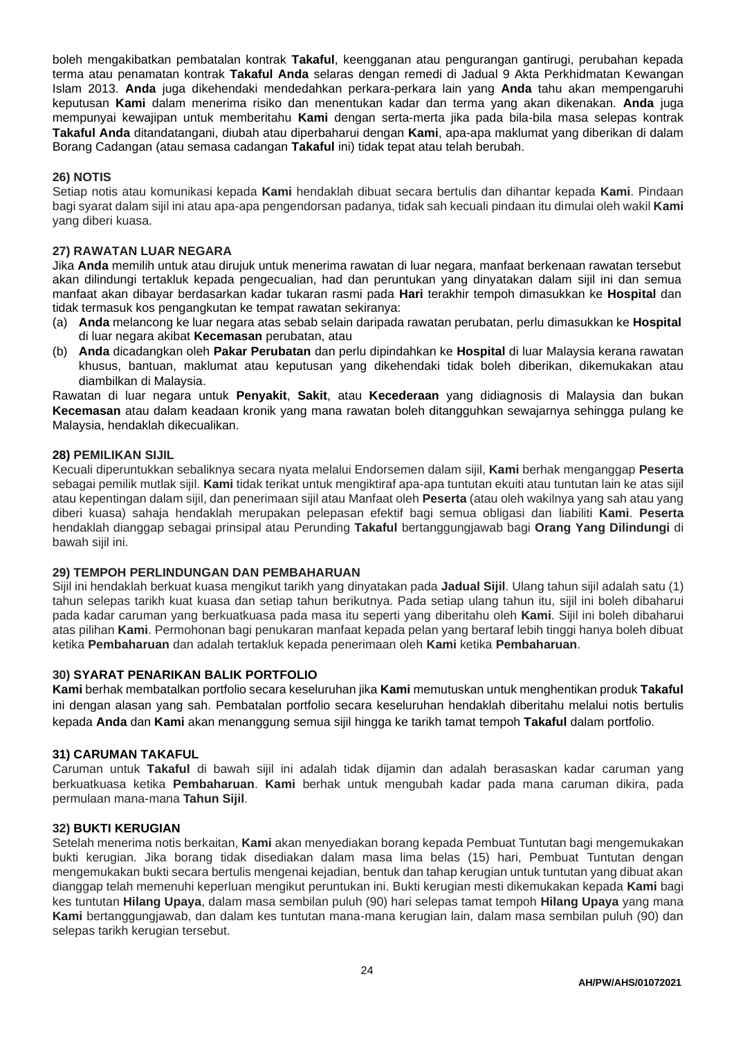boleh mengakibatkan pembatalan kontrak **Takaful**, keengganan atau pengurangan gantirugi, perubahan kepada terma atau penamatan kontrak **Takaful Anda** selaras dengan remedi di Jadual 9 Akta Perkhidmatan Kewangan Islam 2013. **Anda** juga dikehendaki mendedahkan perkara-perkara lain yang **Anda** tahu akan mempengaruhi keputusan **Kami** dalam menerima risiko dan menentukan kadar dan terma yang akan dikenakan. **Anda** juga mempunyai kewajipan untuk memberitahu **Kami** dengan serta-merta jika pada bila-bila masa selepas kontrak **Takaful Anda** ditandatangani, diubah atau diperbaharui dengan **Kami**, apa-apa maklumat yang diberikan di dalam Borang Cadangan (atau semasa cadangan **Takaful** ini) tidak tepat atau telah berubah.

**26) NOTIS**

Setiap notis atau komunikasi kepada **Kami** hendaklah dibuat secara bertulis dan dihantar kepada **Kami**. Pindaan bagi syarat dalam sijil ini atau apa-apa pengendorsan padanya, tidak sah kecuali pindaan itu dimulai oleh wakil **Kami** yang diberi kuasa.

**27) RAWATAN LUAR NEGARA**

Jika **Anda** memilih untuk atau dirujuk untuk menerima rawatan di luar negara, manfaat berkenaan rawatan tersebut akan dilindungi tertakluk kepada pengecualian, had dan peruntukan yang dinyatakan dalam sijil ini dan semua manfaat akan dibayar berdasarkan kadar tukaran rasmi pada **Hari** terakhir tempoh dimasukkan ke **Hospital** dan tidak termasuk kos pengangkutan ke tempat rawatan sekiranya:

(a) **Anda** melancong ke luar negara atas sebab selain daripada rawatan perubatan, perlu dimasukkan ke **Hospital** di luar negara akibat **Kecemasan** perubatan, atau
(b) **Anda** dicadangkan oleh **Pakar Perubatan** dan perlu dipindahkan ke **Hospital** di luar Malaysia kerana rawatan khusus, bantuan, maklumat atau keputusan yang dikehendaki tidak boleh diberikan, dikemukakan atau diambilkan di Malaysia.

Rawatan di luar negara untuk **Penyakit**, **Sakit**, atau **Kecederaan** yang didiagnosis di Malaysia dan bukan **Kecemasan** atau dalam keadaan kronik yang mana rawatan boleh ditangguhkan sewajarnya sehingga pulang ke Malaysia, hendaklah dikecualikan.

**28) PEMILIKAN SIJIL**

Kecuali diperuntukkan sebaliknya secara nyata melalui Endorsemen dalam sijil, **Kami** berhak menganggap **Peserta** sebagai pemilik mutlak sijil. **Kami** tidak terikat untuk mengiktiraf apa-apa tuntutan ekuiti atau tuntutan lain ke atas sijil atau kepentingan dalam sijil, dan penerimaan sijil atau Manfaat oleh **Peserta** (atau oleh wakilnya yang sah atau yang diberi kuasa) sahaja hendaklah merupakan pelepasan efektif bagi semua obligasi dan liabiliti **Kami**. **Peserta** hendaklah dianggap sebagai prinsipal atau Perunding **Takaful** bertanggungjawab bagi **Orang Yang Dilindungi** di bawah sijil ini.

**29) TEMPOH PERLINDUNGAN DAN PEMBAHARUAN**

Sijil ini hendaklah berkuat kuasa mengikut tarikh yang dinyatakan pada **Jadual Sijil**. Ulang tahun sijil adalah satu (1) tahun selepas tarikh kuat kuasa dan setiap tahun berikutnya. Pada setiap ulang tahun itu, sijil ini boleh dibaharui pada kadar caruman yang berkuatkuasa pada masa itu seperti yang diberitahu oleh **Kami**. Sijil ini boleh dibaharui atas pilihan **Kami**. Permohonan bagi penukaran manfaat kepada pelan yang bertaraf lebih tinggi hanya boleh dibuat ketika **Pembaharuan** dan adalah tertakluk kepada penerimaan oleh **Kami** ketika **Pembaharuan**.

**30) SYARAT PENARIKAN BALIK PORTFOLIO**

**Kami** berhak membatalkan portfolio secara keseluruhan jika **Kami** memutuskan untuk menghentikan produk **Takaful** ini dengan alasan yang sah. Pembatalan portfolio secara keseluruhan hendaklah diberitahu melalui notis bertulis kepada **Anda** dan **Kami** akan menanggung semua sijil hingga ke tarikh tamat tempoh **Takaful** dalam portfolio.

**31) CARUMAN TAKAFUL**

Caruman untuk **Takaful** di bawah sijil ini adalah tidak dijamin dan adalah berasaskan kadar caruman yang berkuatkuasa ketika **Pembaharuan**. **Kami** berhak untuk mengubah kadar pada mana caruman dikira, pada permulaan mana-mana **Tahun Sijil**.

**32) BUKTI KERUGIAN**

Setelah menerima notis berkaitan, **Kami** akan menyediakan borang kepada Pembuat Tuntutan bagi mengemukakan bukti kerugian. Jika borang tidak disediakan dalam masa lima belas (15) hari, Pembuat Tuntutan dengan mengemukakan bukti secara bertulis mengenai kejadian, bentuk dan tahap kerugian untuk tuntutan yang dibuat akan dianggap telah memenuhi keperluan mengikut peruntukan ini. Bukti kerugian mesti dikemukakan kepada **Kami** bagi kes tuntutan **Hilang Upaya**, dalam masa sembilan puluh (90) hari selepas tamat tempoh **Hilang Upaya** yang mana **Kami** bertanggungjawab, dan dalam kes tuntutan mana-mana kerugian lain, dalam masa sembilan puluh (90) dan selepas tarikh kerugian tersebut.

**AH/PW/AHS/01072021**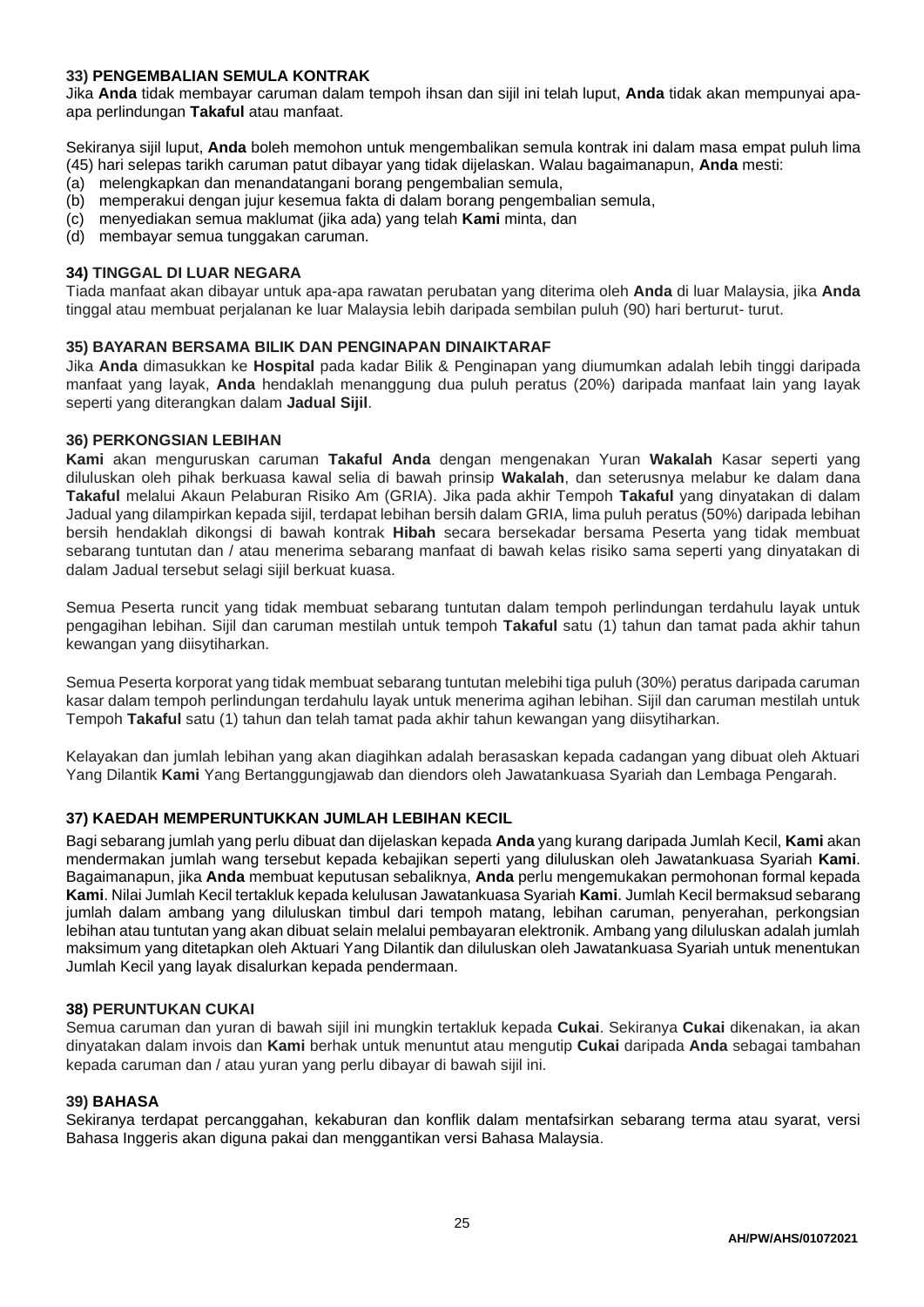**33) PENGEMBALIAN SEMULA KONTRAK**

Jika **Anda** tidak membayar caruman dalam tempoh ihsan dan sijil ini telah luput, **Anda** tidak akan mempunyai apa-apa perlindungan **Takaful** atau manfaat.

Sekiranya sijil luput, **Anda** boleh memohon untuk mengembalikan semula kontrak ini dalam masa empat puluh lima (45) hari selepas tarikh caruman patut dibayar yang tidak dijelaskan. Walau bagaimanapun, **Anda** mesti:

(a) melengkapkan dan menandatangani borang pengembalian semula,
(b) memperakui dengan jujur kesemua fakta di dalam borang pengembalian semula,
(c) menyediakan semua maklumat (jika ada) yang telah **Kami** minta, dan
(d) membayar semua tunggakan caruman.

**34) TINGGAL DI LUAR NEGARA**

Tiada manfaat akan dibayar untuk apa-apa rawatan perubatan yang diterima oleh **Anda** di luar Malaysia, jika **Anda** tinggal atau membuat perjalanan ke luar Malaysia lebih daripada sembilan puluh (90) hari berturut- turut.

**35) BAYARAN BERSAMA BILIK DAN PENGINAPAN DINAIKTARAF**

Jika **Anda** dimasukkan ke **Hospital** pada kadar Bilik & Penginapan yang diumumkan adalah lebih tinggi daripada manfaat yang layak, **Anda** hendaklah menanggung dua puluh peratus (20%) daripada manfaat lain yang layak seperti yang diterangkan dalam **Jadual Sijil**.

**36) PERKONGSIAN LEBIHAN**

**Kami** akan menguruskan caruman **Takaful Anda** dengan mengenakan Yuran **Wakalah** Kasar seperti yang diluluskan oleh pihak berkuasa kawal selia di bawah prinsip **Wakalah**, dan seterusnya melabur ke dalam dana **Takaful** melalui Akaun Pelaburan Risiko Am (GRIA). Jika pada akhir Tempoh **Takaful** yang dinyatakan di dalam Jadual yang dilampirkan kepada sijil, terdapat lebihan bersih dalam GRIA, lima puluh peratus (50%) daripada lebihan bersih hendaklah dikongsi di bawah kontrak **Hibah** secara bersekadar bersama Peserta yang tidak membuat sebarang tuntutan dan / atau menerima sebarang manfaat di bawah kelas risiko sama seperti yang dinyatakan di dalam Jadual tersebut selagi sijil berkuat kuasa.

Semua Peserta runcit yang tidak membuat sebarang tuntutan dalam tempoh perlindungan terdahulu layak untuk pengagihan lebihan. Sijil dan caruman mestilah untuk tempoh **Takaful** satu (1) tahun dan tamat pada akhir tahun kewangan yang diisytiharkan.

Semua Peserta korporat yang tidak membuat sebarang tuntutan melebihi tiga puluh (30%) peratus daripada caruman kasar dalam tempoh perlindungan terdahulu layak untuk menerima agihan lebihan. Sijil dan caruman mestilah untuk Tempoh **Takaful** satu (1) tahun dan telah tamat pada akhir tahun kewangan yang diisytiharkan.

Kelayakan dan jumlah lebihan yang akan diagihkan adalah berasaskan kepada cadangan yang dibuat oleh Aktuari Yang Dilantik **Kami** Yang Bertanggungjawab dan diendors oleh Jawatankuasa Syariah dan Lembaga Pengarah.

**37) KAEDAH MEMPERUNTUKKAN JUMLAH LEBIHAN KECIL**

Bagi sebarang jumlah yang perlu dibuat dan dijelaskan kepada **Anda** yang kurang daripada Jumlah Kecil, **Kami** akan mendermakan jumlah wang tersebut kepada kebajikan seperti yang diluluskan oleh Jawatankuasa Syariah **Kami**. Bagaimanapun, jika **Anda** membuat keputusan sebaliknya, **Anda** perlu mengemukakan permohonan formal kepada **Kami**. Nilai Jumlah Kecil tertakluk kepada kelulusan Jawatankuasa Syariah **Kami**. Jumlah Kecil bermaksud sebarang jumlah dalam ambang yang diluluskan timbul dari tempoh matang, lebihan caruman, penyerahan, perkongsian lebihan atau tuntutan yang akan dibuat selain melalui pembayaran elektronik. Ambang yang diluluskan adalah jumlah maksimum yang ditetapkan oleh Aktuari Yang Dilantik dan diluluskan oleh Jawatankuasa Syariah untuk menentukan Jumlah Kecil yang layak disalurkan kepada pendermaan.

**38) PERUNTUKAN CUKAI**

Semua caruman dan yuran di bawah sijil ini mungkin tertakluk kepada **Cukai**. Sekiranya **Cukai** dikenakan, ia akan dinyatakan dalam invois dan **Kami** berhak untuk menuntut atau mengutip **Cukai** daripada **Anda** sebagai tambahan kepada caruman dan / atau yuran yang perlu dibayar di bawah sijil ini.

**39) BAHASA**

Sekiranya terdapat percanggahan, kekaburan dan konflik dalam mentafsirkan sebarang terma atau syarat, versi Bahasa Inggeris akan diguna pakai dan menggantikan versi Bahasa Malaysia.

**AH/PW/AHS/01072021**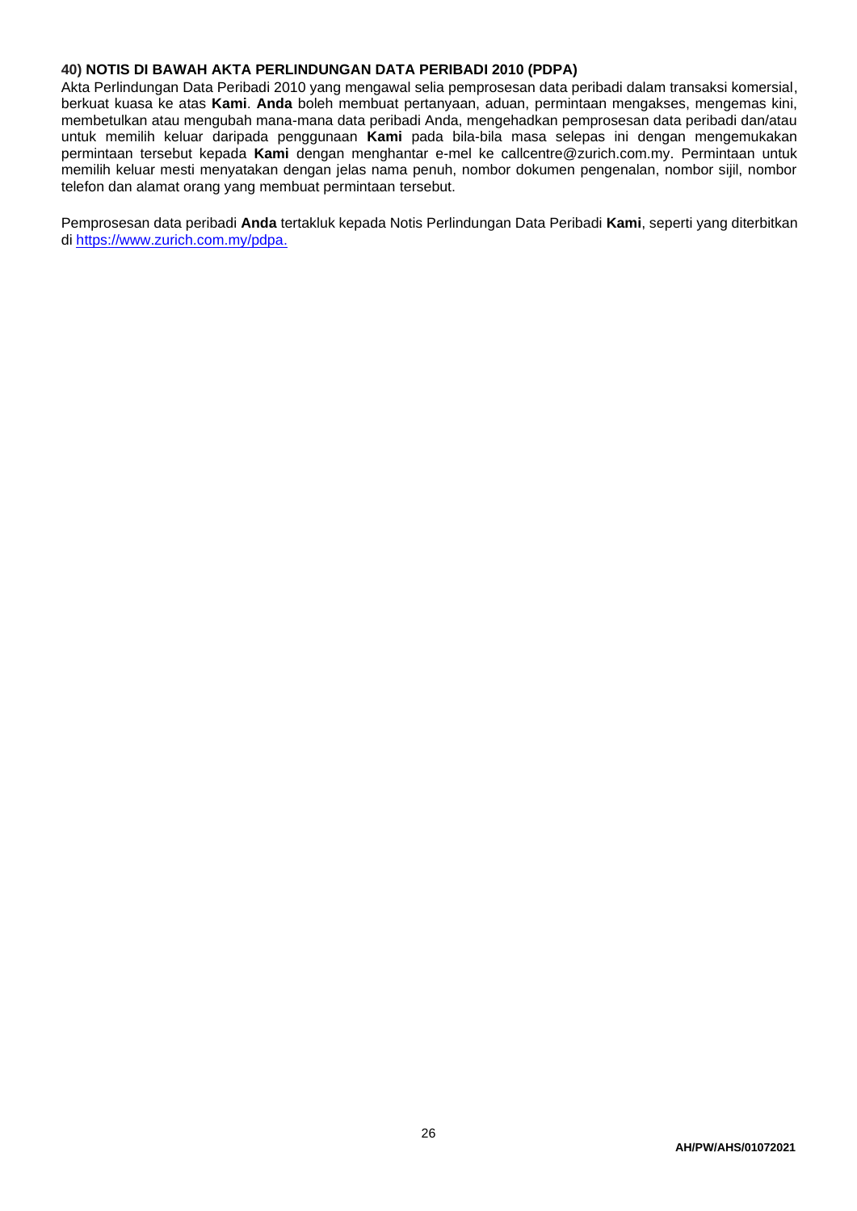### 40) NOTIS DI BAWAH AKTA PERLINDUNGAN DATA PERIBADI 2010 (PDPA)

Akta Perlindungan Data Peribadi 2010 yang mengawal selia pemprosesan data peribadi dalam transaksi komersial, berkuat kuasa ke atas **Kami**. **Anda** boleh membuat pertanyaan, aduan, permintaan mengakses, mengemas kini, membetulkan atau mengubah mana-mana data peribadi Anda, mengehadkan pemprosesan data peribadi dan/atau untuk memilih keluar daripada penggunaan **Kami** pada bila-bila masa selepas ini dengan mengemukakan permintaan tersebut kepada **Kami** dengan menghantar e-mel ke callcentre@zurich.com.my. Permintaan untuk memilih keluar mesti menyatakan dengan jelas nama penuh, nombor dokumen pengenalan, nombor sijil, nombor telefon dan alamat orang yang membuat permintaan tersebut.

Pemprosesan data peribadi **Anda** tertakluk kepada Notis Perlindungan Data Peribadi **Kami**, seperti yang diterbitkan di https://www.zurich.com.my/pdpa.

**AH/PW/AHS/01072021**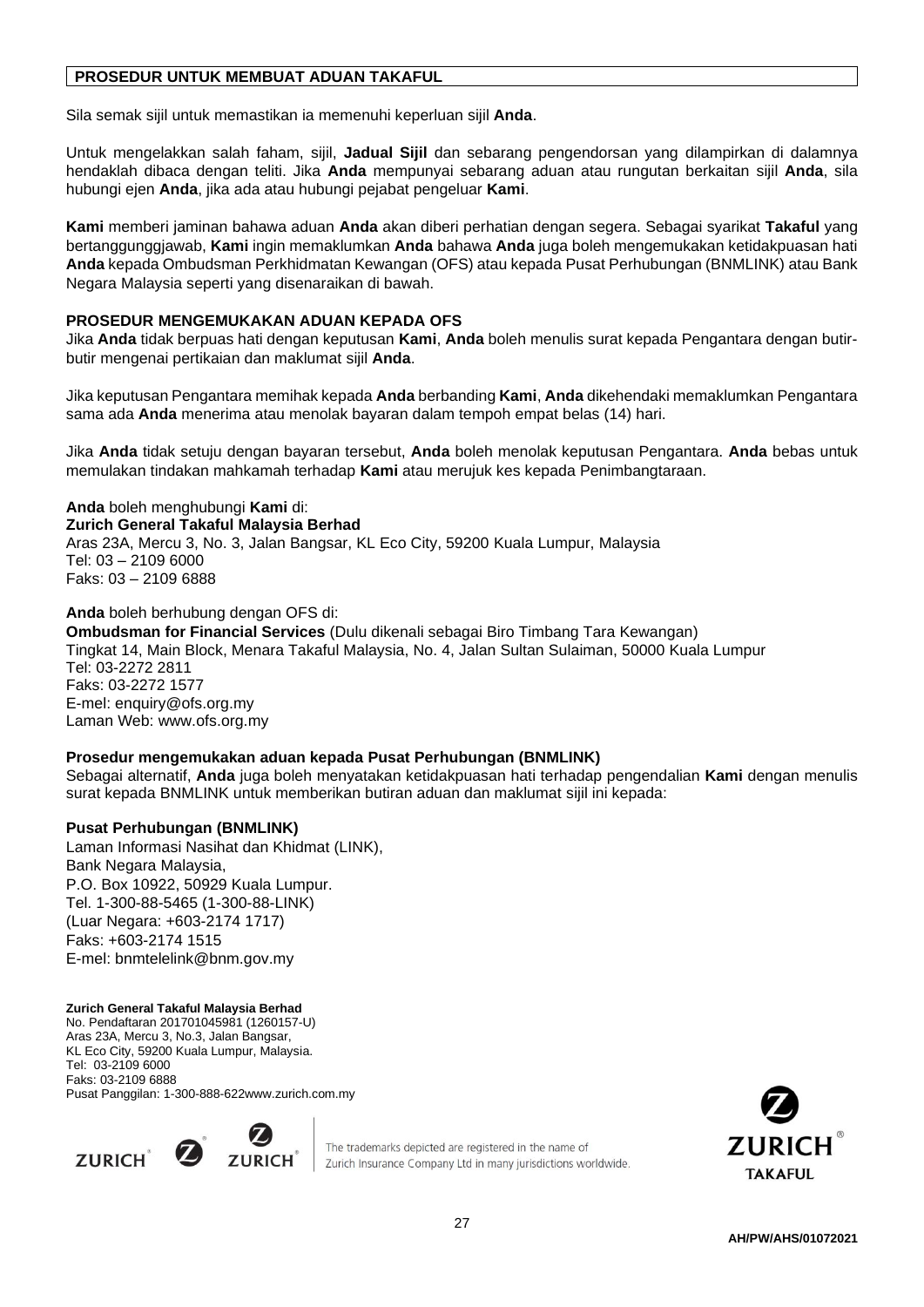## PROSEDUR UNTUK MEMBUAT ADUAN TAKAFUL

Sila semak sijil untuk memastikan ia memenuhi keperluan sijil **Anda**.

Untuk mengelakkan salah faham, sijil, **Jadual Sijil** dan sebarang pengendorsan yang dilampirkan di dalamnya hendaklah dibaca dengan teliti. Jika **Anda** mempunyai sebarang aduan atau rungutan berkaitan sijil **Anda**, sila hubungi ejen **Anda**, jika ada atau hubungi pejabat pengeluar **Kami**.

**Kami** memberi jaminan bahawa aduan **Anda** akan diberi perhatian dengan segera. Sebagai syarikat **Takaful** yang bertanggungjawab, **Kami** ingin memaklumkan **Anda** bahawa **Anda** juga boleh mengemukakan ketidakpuasan hati **Anda** kepada Ombudsman Perkhidmatan Kewangan (OFS) atau kepada Pusat Perhubungan (BNMLINK) atau Bank Negara Malaysia seperti yang disenaraikan di bawah.

### PROSEDUR MENGEMUKAKAN ADUAN KEPADA OFS

Jika **Anda** tidak berpuas hati dengan keputusan **Kami**, **Anda** boleh menulis surat kepada Pengantara dengan butir-butir mengenai pertikaian dan maklumat sijil **Anda**.

Jika keputusan Pengantara memihak kepada **Anda** berbanding **Kami**, **Anda** dikehendaki memaklumkan Pengantara sama ada **Anda** menerima atau menolak bayaran dalam tempoh empat belas (14) hari.

Jika **Anda** tidak setuju dengan bayaran tersebut, **Anda** boleh menolak keputusan Pengantara. **Anda** bebas untuk memulakan tindakan mahkamah terhadap **Kami** atau merujuk kes kepada Penimbangtaraan.

**Anda** boleh menghubungi **Kami** di:
**Zurich General Takaful Malaysia Berhad**
Aras 23A, Mercu 3, No. 3, Jalan Bangsar, KL Eco City, 59200 Kuala Lumpur, Malaysia
Tel: 03 – 2109 6000
Faks: 03 – 2109 6888

**Anda** boleh berhubung dengan OFS di:
**Ombudsman for Financial Services** (Dulu dikenali sebagai Biro Timbang Tara Kewangan)
Tingkat 14, Main Block, Menara Takaful Malaysia, No. 4, Jalan Sultan Sulaiman, 50000 Kuala Lumpur
Tel: 03-2272 2811
Faks: 03-2272 1577
E-mel: enquiry@ofs.org.my
Laman Web: www.ofs.org.my

### Prosedur mengemukakan aduan kepada Pusat Perhubungan (BNMLINK)

Sebagai alternatif, **Anda** juga boleh menyatakan ketidakpuasan hati terhadap pengendalian **Kami** dengan menulis surat kepada BNMLINK untuk memberikan butiran aduan dan maklumat sijil ini kepada:

**Pusat Perhubungan (BNMLINK)**
Laman Informasi Nasihat dan Khidmat (LINK),
Bank Negara Malaysia,
P.O. Box 10922, 50929 Kuala Lumpur.
Tel. 1-300-88-5465 (1-300-88-LINK)
(Luar Negara: +603-2174 1717)
Faks: +603-2174 1515
E-mel: bnmtelelink@bnm.gov.my

**Zurich General Takaful Malaysia Berhad**
No. Pendaftaran 201701045981 (1260157-U)
Aras 23A, Mercu 3, No.3, Jalan Bangsar,
KL Eco City, 59200 Kuala Lumpur, Malaysia.
Tel: 03-2109 6000
Faks: 03-2109 6888
Pusat Panggilan: 1-300-888-622www.zurich.com.my

ZURICH ZURICH

The trademarks depicted are registered in the name of Zurich Insurance Company Ltd in many jurisdictions worldwide.

ZURICH TAKAFUL

AH/PW/AHS/01072021